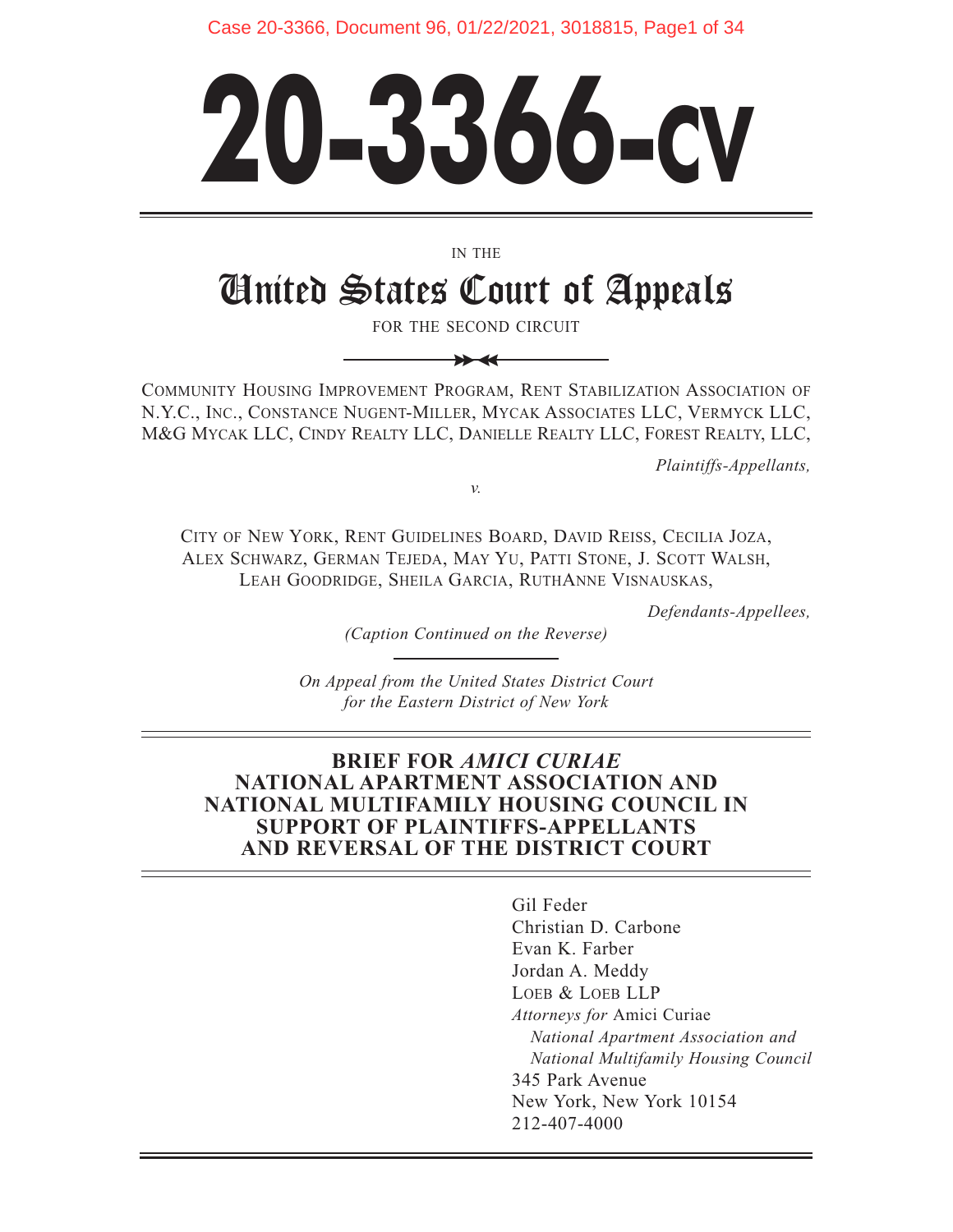# 20-3366-CV

IN THE

## United States Court of Appeals

FOR THE SECOND CIRCUIT

COMMUNITY HOUSING IMPROVEMENT PROGRAM, RENT STABILIZATION ASSOCIATION OF N.Y.C., INC., CONSTANCE NUGENT-MILLER, MYCAK ASSOCIATES LLC, VERMYCK LLC, M&G MYCAK LLC, CINDY REALTY LLC, DANIELLE REALTY LLC, FOREST REALTY, LLC,

*Plaintiffs-Appellants,*

*v.*

CITY OF NEW YORK, RENT GUIDELINES BOARD, DAVID REISS, CECILIA JOZA, ALEX SCHWARZ, GERMAN TEJEDA, MAY YU, PATTI STONE, J. SCOTT WALSH, LEAH GOODRIDGE, SHEILA GARCIA, RUTHANNE VISNAUSKAS,

*Defendants-Appellees,*

*(Caption Continued on the Reverse)*

*On Appeal from the United States District Court for the Eastern District of New York*

**BRIEF FOR *AMICI CURIAE* NATIONAL APARTMENT ASSOCIATION AND NATIONAL MULTIFAMILY HOUSING COUNCIL IN SUPPORT OF PLAINTIFFS-APPELLANTS AND REVERSAL OF THE DISTRICT COURT**

Gil Feder
Christian D. Carbone
Evan K. Farber
Jordan A. Meddy
LOEB & LOEB LLP
*Attorneys for* Amici Curiae
*National Apartment Association and National Multifamily Housing Council*
345 Park Avenue
New York, New York 10154
212-407-4000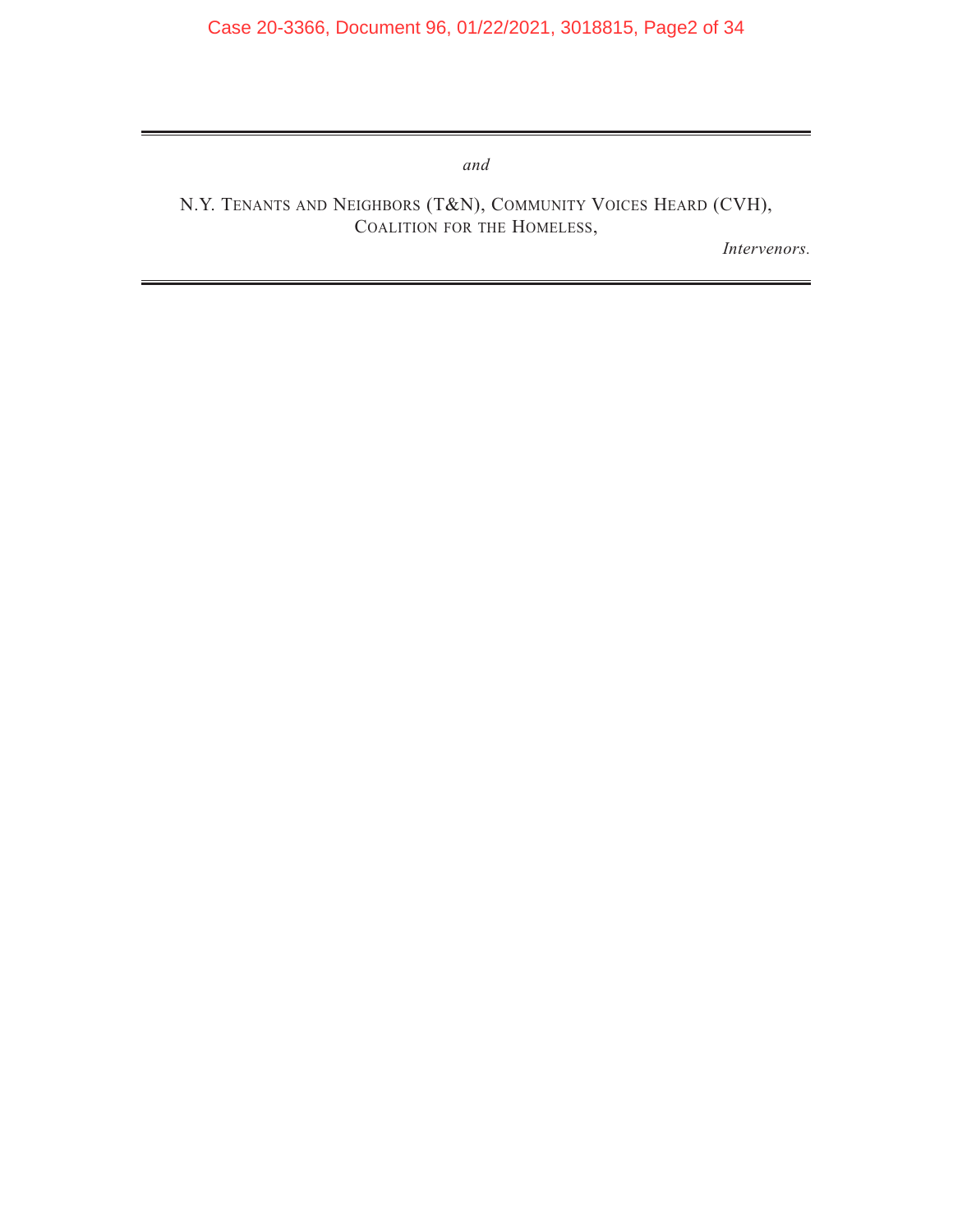---

*and*

N.Y. TENANTS AND NEIGHBORS (T&N), COMMUNITY VOICES HEARD (CVH), COALITION FOR THE HOMELESS,

*Intervenors.*

---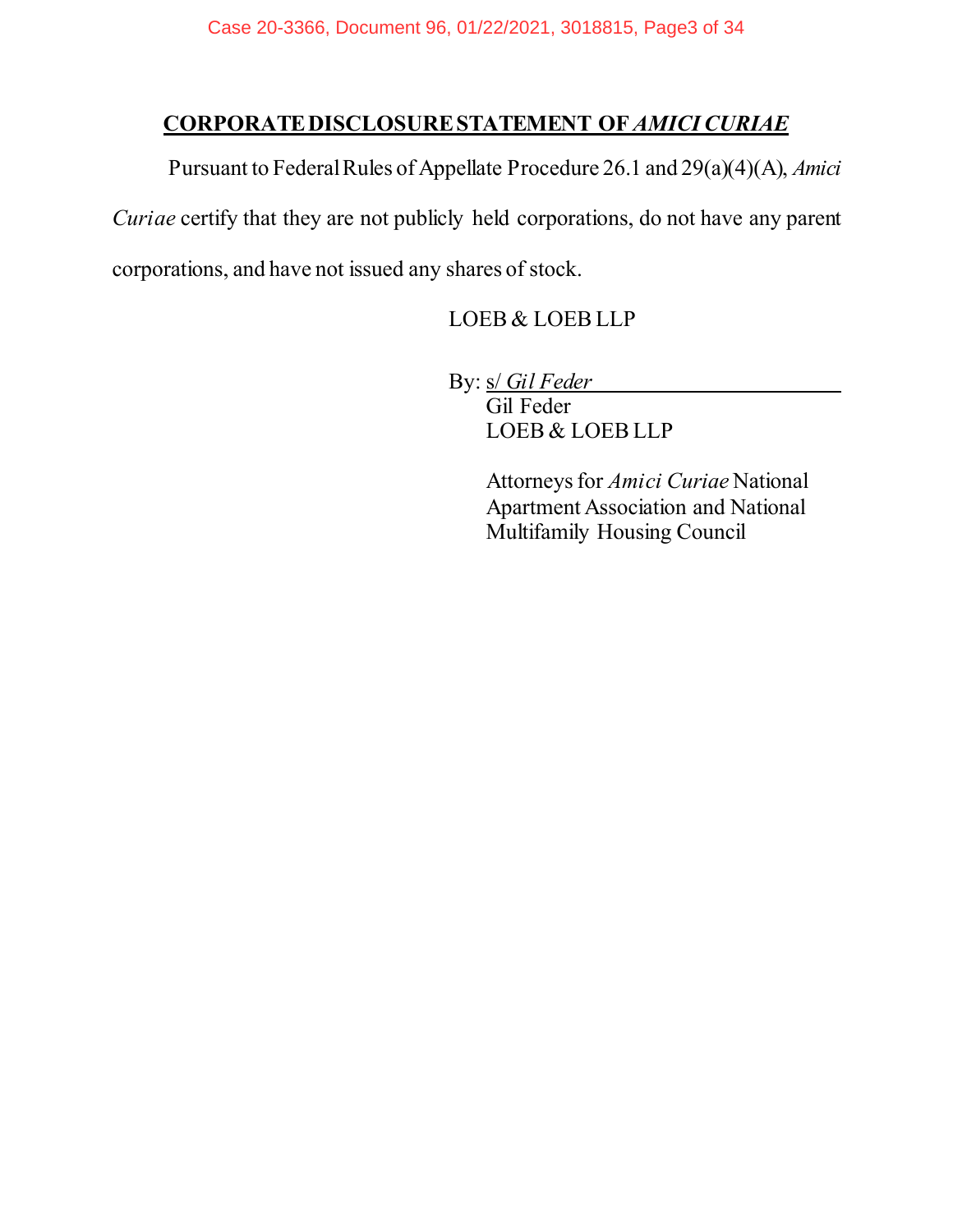## CORPORATE DISCLOSURE STATEMENT OF *AMICI CURIAE*

Pursuant to Federal Rules of Appellate Procedure 26.1 and 29(a)(4)(A), *Amici Curiae* certify that they are not publicly held corporations, do not have any parent corporations, and have not issued any shares of stock.

LOEB & LOEB LLP

By: s/ *Gil Feder*
Gil Feder
LOEB & LOEB LLP

Attorneys for *Amici Curiae* National Apartment Association and National Multifamily Housing Council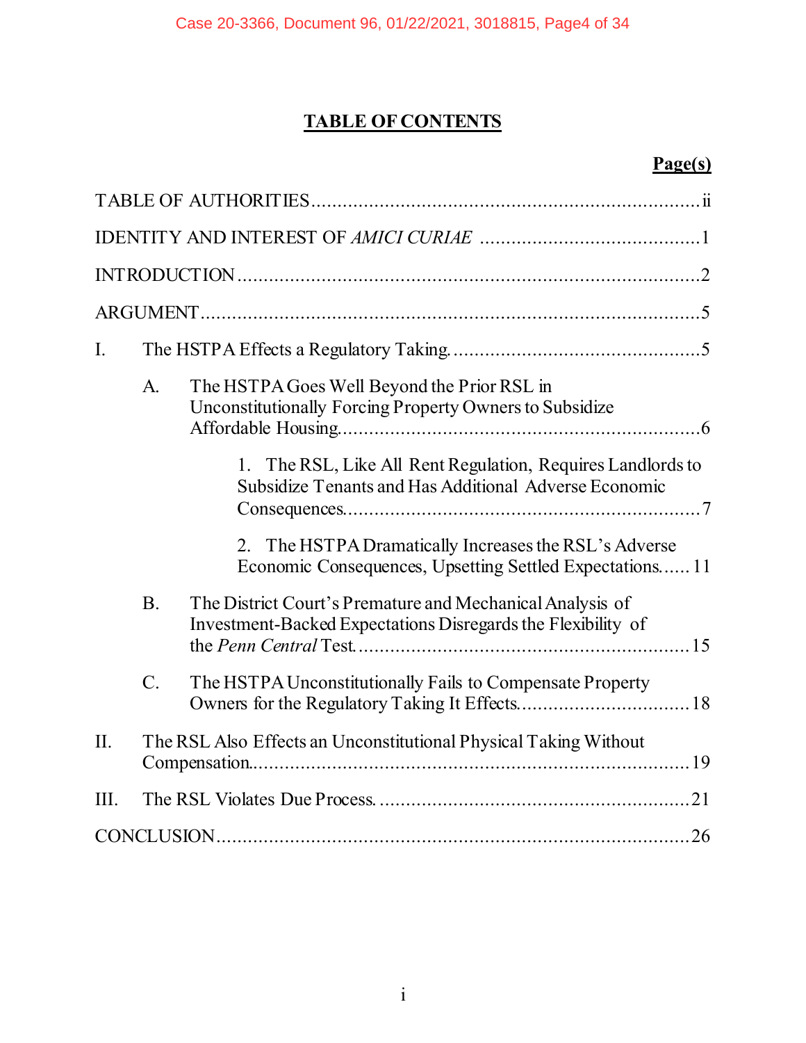# TABLE OF CONTENTS

**Page(s)**

TABLE OF AUTHORITIES ........................................................................ ii

IDENTITY AND INTEREST OF *AMICI CURIAE* ........................................ 1

INTRODUCTION ........................................................................................ 2

ARGUMENT ............................................................................................... 5

I. The HSTPA Effects a Regulatory Taking. ............................................. 5

   A. The HSTPA Goes Well Beyond the Prior RSL in Unconstitutionally Forcing Property Owners to Subsidize Affordable Housing. ......................................................... 6

      1. The RSL, Like All Rent Regulation, Requires Landlords to Subsidize Tenants and Has Additional Adverse Economic Consequences. ........................................................ 7

      2. The HSTPA Dramatically Increases the RSL's Adverse Economic Consequences, Upsetting Settled Expectations...... 11

   B. The District Court's Premature and Mechanical Analysis of Investment-Backed Expectations Disregards the Flexibility of the *Penn Central* Test. ............................................................ 15

   C. The HSTPA Unconstitutionally Fails to Compensate Property Owners for the Regulatory Taking It Effects. ............................... 18

II. The RSL Also Effects an Unconstitutional Physical Taking Without Compensation. ................................................................................... 19

III. The RSL Violates Due Process. ......................................................... 21

CONCLUSION .......................................................................................... 26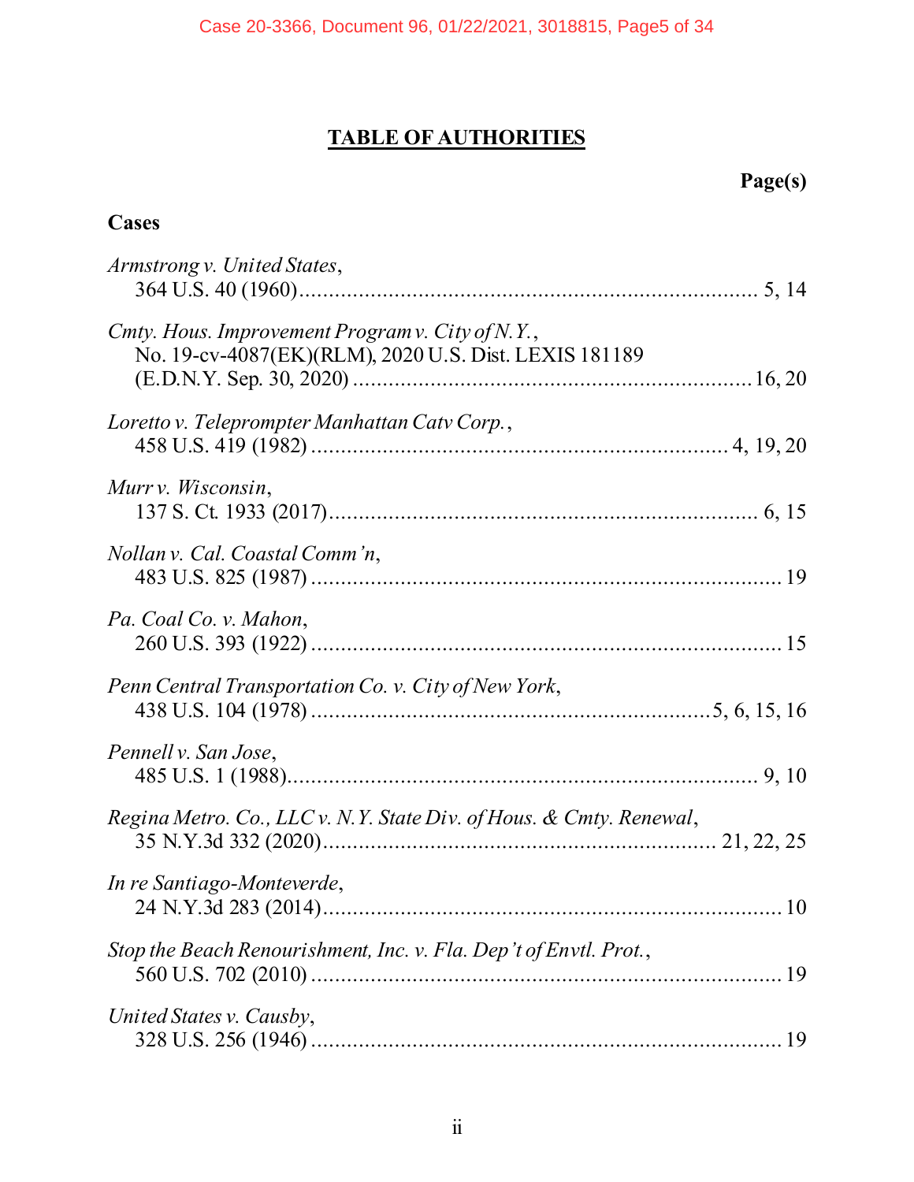# TABLE OF AUTHORITIES

**Page(s)**

**Cases**

*Armstrong v. United States*,
364 U.S. 40 (1960) .......................................................................... 5, 14

*Cmty. Hous. Improvement Program v. City of N.Y.*,
No. 19-cv-4087(EK)(RLM), 2020 U.S. Dist. LEXIS 181189
(E.D.N.Y. Sep. 30, 2020) ..................................................................16, 20

*Loretto v. Teleprompter Manhattan Catv Corp.*,
458 U.S. 419 (1982) ................................................................... 4, 19, 20

*Murr v. Wisconsin*,
137 S. Ct. 1933 (2017) ...................................................................... 6, 15

*Nollan v. Cal. Coastal Comm'n*,
483 U.S. 825 (1987) ............................................................................. 19

*Pa. Coal Co. v. Mahon*,
260 U.S. 393 (1922) ............................................................................. 15

*Penn Central Transportation Co. v. City of New York*,
438 U.S. 104 (1978) ................................................................5, 6, 15, 16

*Pennell v. San Jose*,
485 U.S. 1 (1988) .............................................................................. 9, 10

*Regina Metro. Co., LLC v. N.Y. State Div. of Hous. & Cmty. Renewal*,
35 N.Y.3d 332 (2020) ............................................................... 21, 22, 25

*In re Santiago-Monteverde*,
24 N.Y.3d 283 (2014) ........................................................................... 10

*Stop the Beach Renourishment, Inc. v. Fla. Dep't of Envtl. Prot.*,
560 U.S. 702 (2010) ............................................................................. 19

*United States v. Causby*,
328 U.S. 256 (1946) ............................................................................. 19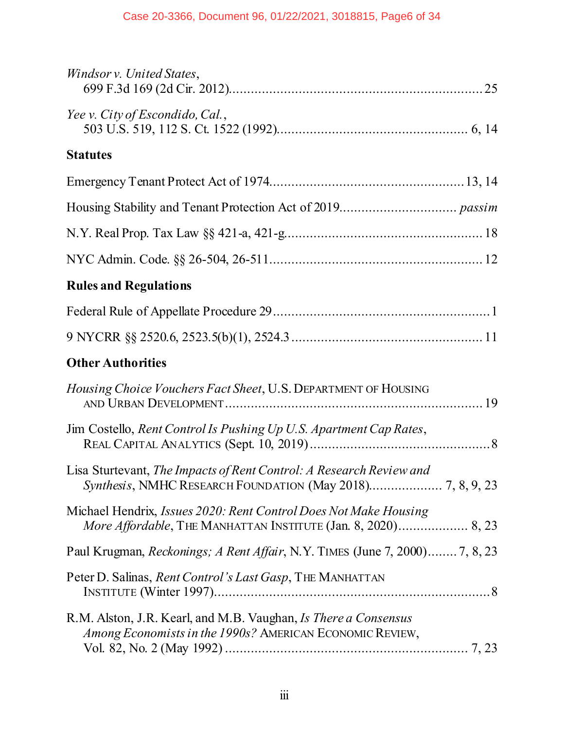*Windsor v. United States*,
699 F.3d 169 (2d Cir. 2012)....................................................................25

*Yee v. City of Escondido, Cal.*,
503 U.S. 519, 112 S. Ct. 1522 (1992)................................................... 6, 14

**Statutes**

Emergency Tenant Protect Act of 1974...................................................13, 14

Housing Stability and Tenant Protection Act of 2019............................... *passim*

N.Y. Real Prop. Tax Law §§ 421-a, 421-g.....................................................18

NYC Admin. Code. §§ 26-504, 26-511.........................................................12

**Rules and Regulations**

Federal Rule of Appellate Procedure 29...........................................................1

9 NYCRR §§ 2520.6, 2523.5(b)(1), 2524.3 ...................................................11

**Other Authorities**

*Housing Choice Vouchers Fact Sheet*, U.S. DEPARTMENT OF HOUSING AND URBAN DEVELOPMENT.....................................................................19

Jim Costello, *Rent Control Is Pushing Up U.S. Apartment Cap Rates*, REAL CAPITAL ANALYTICS (Sept. 10, 2019).................................................8

Lisa Sturtevant, *The Impacts of Rent Control: A Research Review and Synthesis*, NMHC RESEARCH FOUNDATION (May 2018).................... 7, 8, 9, 23

Michael Hendrix, *Issues 2020: Rent Control Does Not Make Housing More Affordable*, THE MANHATTAN INSTITUTE (Jan. 8, 2020).................. 8, 23

Paul Krugman, *Reckonings; A Rent Affair*, N.Y. TIMES (June 7, 2000)........ 7, 8, 23

Peter D. Salinas, *Rent Control's Last Gasp*, THE MANHATTAN INSTITUTE (Winter 1997)..........................................................................8

R.M. Alston, J.R. Kearl, and M.B. Vaughan, *Is There a Consensus Among Economists in the 1990s?* AMERICAN ECONOMIC REVIEW, Vol. 82, No. 2 (May 1992) ................................................................. 7, 23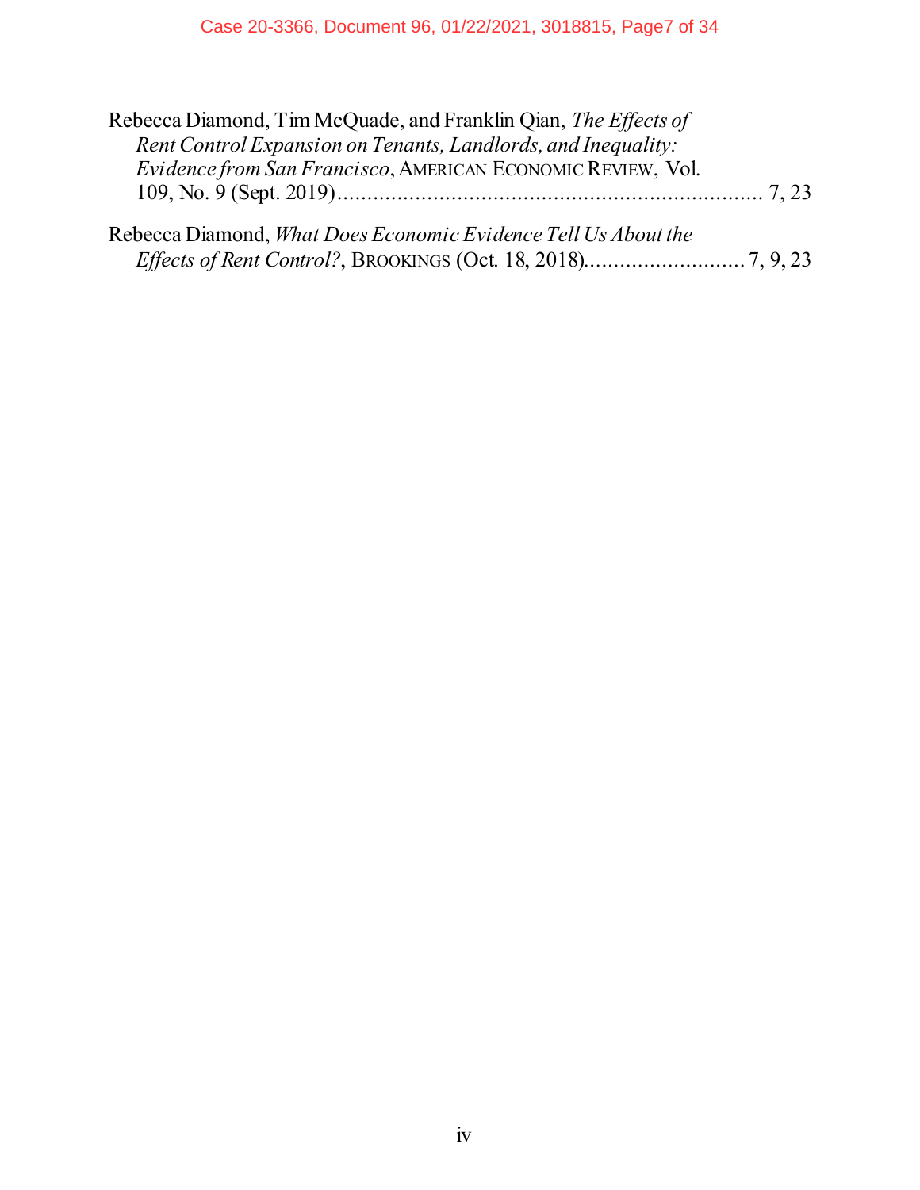Rebecca Diamond, Tim McQuade, and Franklin Qian, *The Effects of Rent Control Expansion on Tenants, Landlords, and Inequality: Evidence from San Francisco*, AMERICAN ECONOMIC REVIEW, Vol. 109, No. 9 (Sept. 2019)........................................................................ 7, 23

Rebecca Diamond, *What Does Economic Evidence Tell Us About the Effects of Rent Control?*, BROOKINGS (Oct. 18, 2018)........................... 7, 9, 23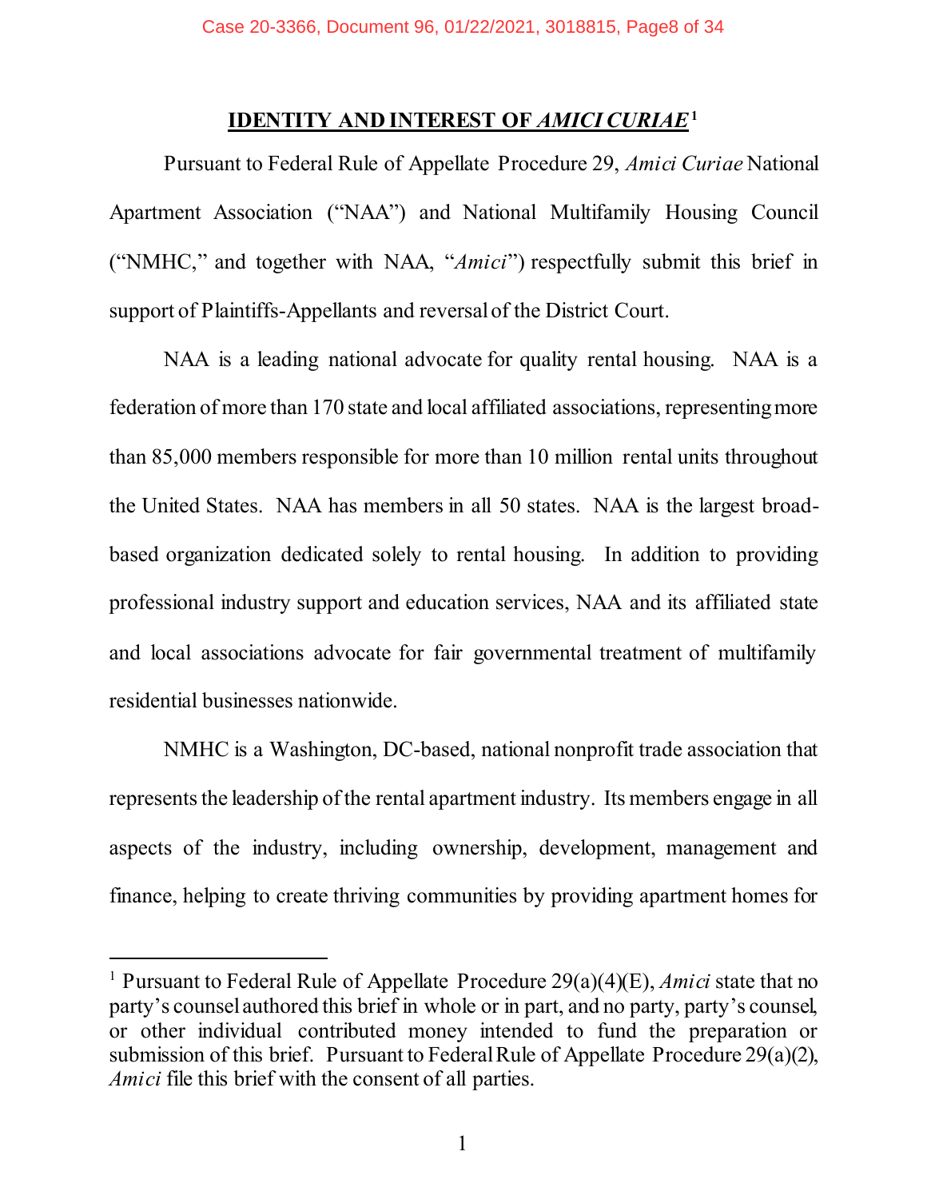## IDENTITY AND INTEREST OF *AMICI CURIAE*[1]

Pursuant to Federal Rule of Appellate Procedure 29, *Amici Curiae* National Apartment Association ("NAA") and National Multifamily Housing Council ("NMHC," and together with NAA, "*Amici*") respectfully submit this brief in support of Plaintiffs-Appellants and reversal of the District Court.

NAA is a leading national advocate for quality rental housing. NAA is a federation of more than 170 state and local affiliated associations, representing more than 85,000 members responsible for more than 10 million rental units throughout the United States. NAA has members in all 50 states. NAA is the largest broad-based organization dedicated solely to rental housing. In addition to providing professional industry support and education services, NAA and its affiliated state and local associations advocate for fair governmental treatment of multifamily residential businesses nationwide.

NMHC is a Washington, DC-based, national nonprofit trade association that represents the leadership of the rental apartment industry. Its members engage in all aspects of the industry, including ownership, development, management and finance, helping to create thriving communities by providing apartment homes for

---

[1] Pursuant to Federal Rule of Appellate Procedure 29(a)(4)(E), *Amici* state that no party's counsel authored this brief in whole or in part, and no party, party's counsel, or other individual contributed money intended to fund the preparation or submission of this brief. Pursuant to Federal Rule of Appellate Procedure 29(a)(2), *Amici* file this brief with the consent of all parties.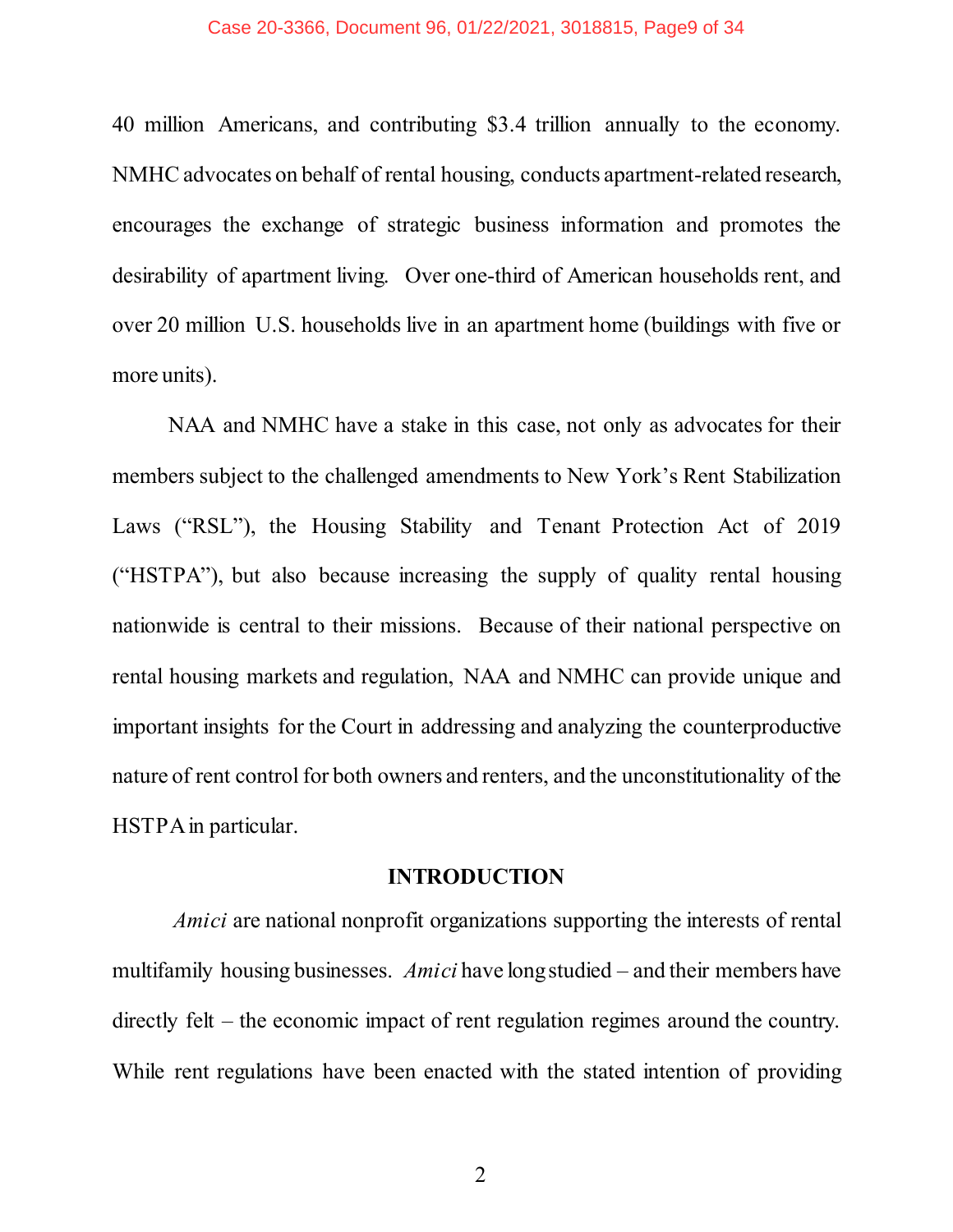40 million Americans, and contributing $3.4 trillion annually to the economy. NMHC advocates on behalf of rental housing, conducts apartment-related research, encourages the exchange of strategic business information and promotes the desirability of apartment living. Over one-third of American households rent, and over 20 million U.S. households live in an apartment home (buildings with five or more units).

NAA and NMHC have a stake in this case, not only as advocates for their members subject to the challenged amendments to New York's Rent Stabilization Laws ("RSL"), the Housing Stability and Tenant Protection Act of 2019 ("HSTPA"), but also because increasing the supply of quality rental housing nationwide is central to their missions. Because of their national perspective on rental housing markets and regulation, NAA and NMHC can provide unique and important insights for the Court in addressing and analyzing the counterproductive nature of rent control for both owners and renters, and the unconstitutionality of the HSTPA in particular.

## INTRODUCTION

*Amici* are national nonprofit organizations supporting the interests of rental multifamily housing businesses. *Amici* have long studied – and their members have directly felt – the economic impact of rent regulation regimes around the country. While rent regulations have been enacted with the stated intention of providing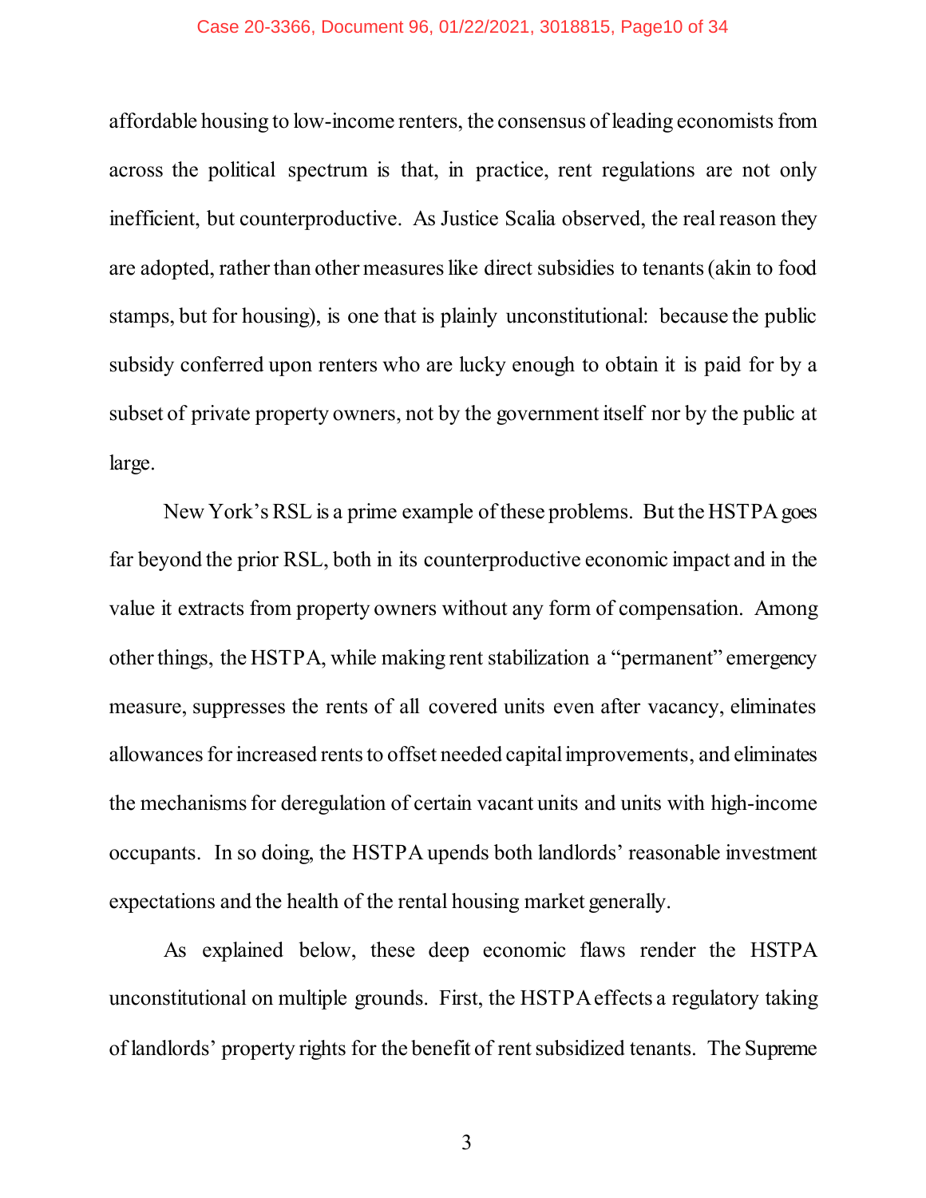affordable housing to low-income renters, the consensus of leading economists from across the political spectrum is that, in practice, rent regulations are not only inefficient, but counterproductive. As Justice Scalia observed, the real reason they are adopted, rather than other measures like direct subsidies to tenants (akin to food stamps, but for housing), is one that is plainly unconstitutional: because the public subsidy conferred upon renters who are lucky enough to obtain it is paid for by a subset of private property owners, not by the government itself nor by the public at large.

New York's RSL is a prime example of these problems. But the HSTPA goes far beyond the prior RSL, both in its counterproductive economic impact and in the value it extracts from property owners without any form of compensation. Among other things, the HSTPA, while making rent stabilization a "permanent" emergency measure, suppresses the rents of all covered units even after vacancy, eliminates allowances for increased rents to offset needed capital improvements, and eliminates the mechanisms for deregulation of certain vacant units and units with high-income occupants. In so doing, the HSTPA upends both landlords' reasonable investment expectations and the health of the rental housing market generally.

As explained below, these deep economic flaws render the HSTPA unconstitutional on multiple grounds. First, the HSTPA effects a regulatory taking of landlords' property rights for the benefit of rent subsidized tenants. The Supreme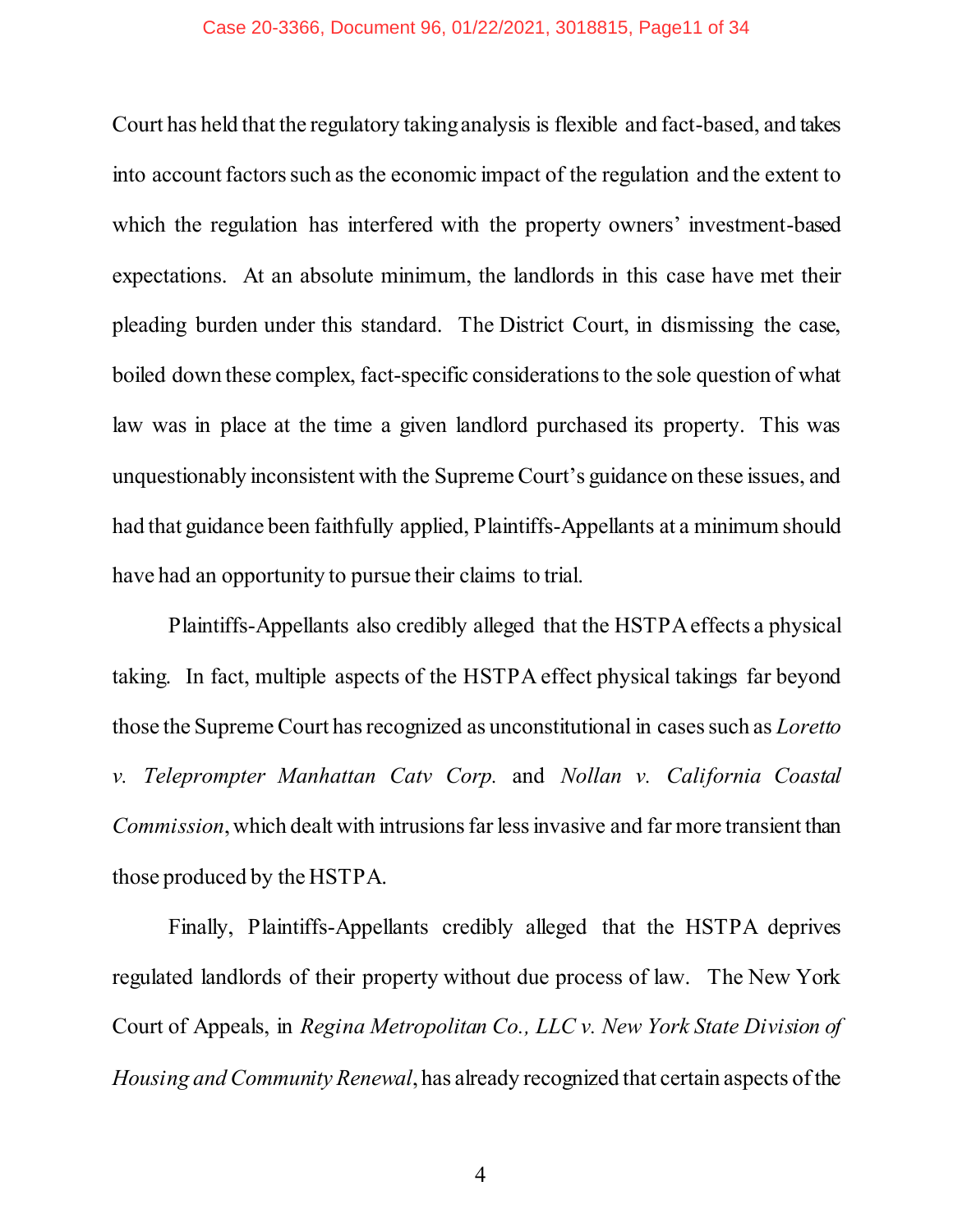Court has held that the regulatory taking analysis is flexible and fact-based, and takes into account factors such as the economic impact of the regulation and the extent to which the regulation has interfered with the property owners' investment-based expectations. At an absolute minimum, the landlords in this case have met their pleading burden under this standard. The District Court, in dismissing the case, boiled down these complex, fact-specific considerations to the sole question of what law was in place at the time a given landlord purchased its property. This was unquestionably inconsistent with the Supreme Court's guidance on these issues, and had that guidance been faithfully applied, Plaintiffs-Appellants at a minimum should have had an opportunity to pursue their claims to trial.

Plaintiffs-Appellants also credibly alleged that the HSTPA effects a physical taking. In fact, multiple aspects of the HSTPA effect physical takings far beyond those the Supreme Court has recognized as unconstitutional in cases such as *Loretto v. Teleprompter Manhattan Catv Corp.* and *Nollan v. California Coastal Commission*, which dealt with intrusions far less invasive and far more transient than those produced by the HSTPA.

Finally, Plaintiffs-Appellants credibly alleged that the HSTPA deprives regulated landlords of their property without due process of law. The New York Court of Appeals, in *Regina Metropolitan Co., LLC v. New York State Division of Housing and Community Renewal*, has already recognized that certain aspects of the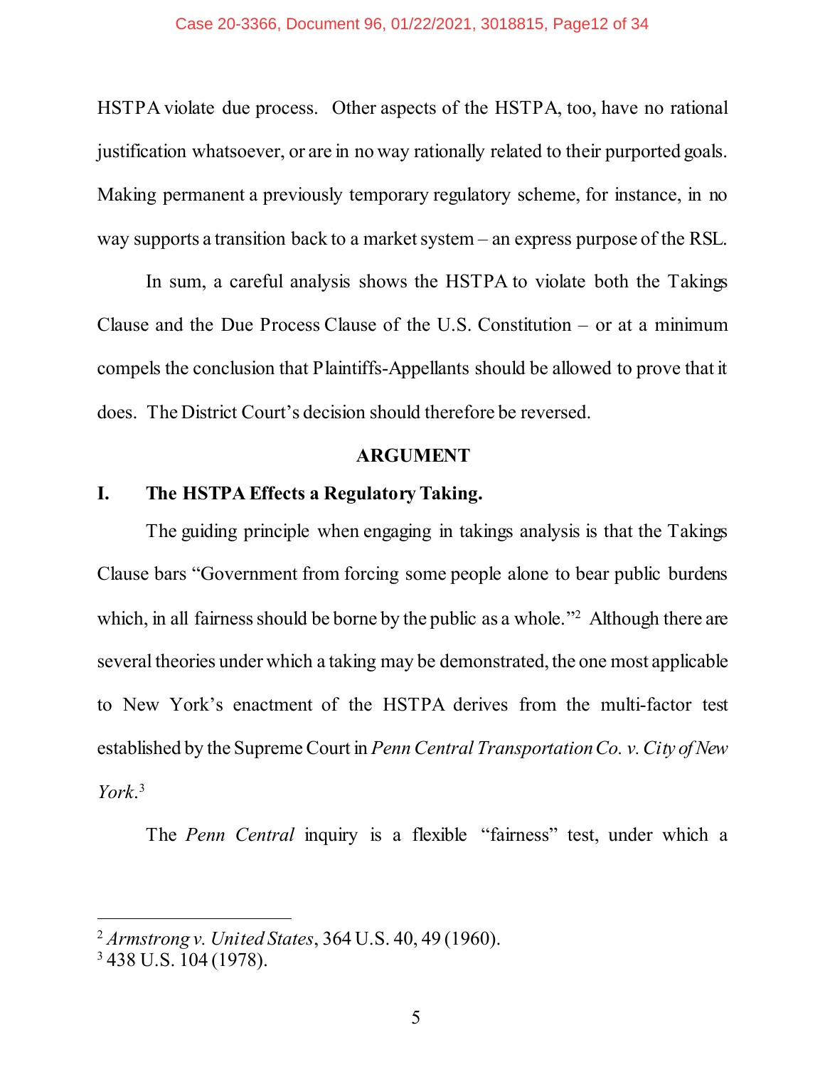HSTPA violate due process. Other aspects of the HSTPA, too, have no rational justification whatsoever, or are in no way rationally related to their purported goals. Making permanent a previously temporary regulatory scheme, for instance, in no way supports a transition back to a market system – an express purpose of the RSL.

In sum, a careful analysis shows the HSTPA to violate both the Takings Clause and the Due Process Clause of the U.S. Constitution – or at a minimum compels the conclusion that Plaintiffs-Appellants should be allowed to prove that it does. The District Court's decision should therefore be reversed.

## ARGUMENT

### I. The HSTPA Effects a Regulatory Taking.

The guiding principle when engaging in takings analysis is that the Takings Clause bars "Government from forcing some people alone to bear public burdens which, in all fairness should be borne by the public as a whole."[2] Although there are several theories under which a taking may be demonstrated, the one most applicable to New York's enactment of the HSTPA derives from the multi-factor test established by the Supreme Court in *Penn Central Transportation Co. v. City of New York*.[3]

The *Penn Central* inquiry is a flexible "fairness" test, under which a

---

[2] *Armstrong v. United States*, 364 U.S. 40, 49 (1960).

[3] 438 U.S. 104 (1978).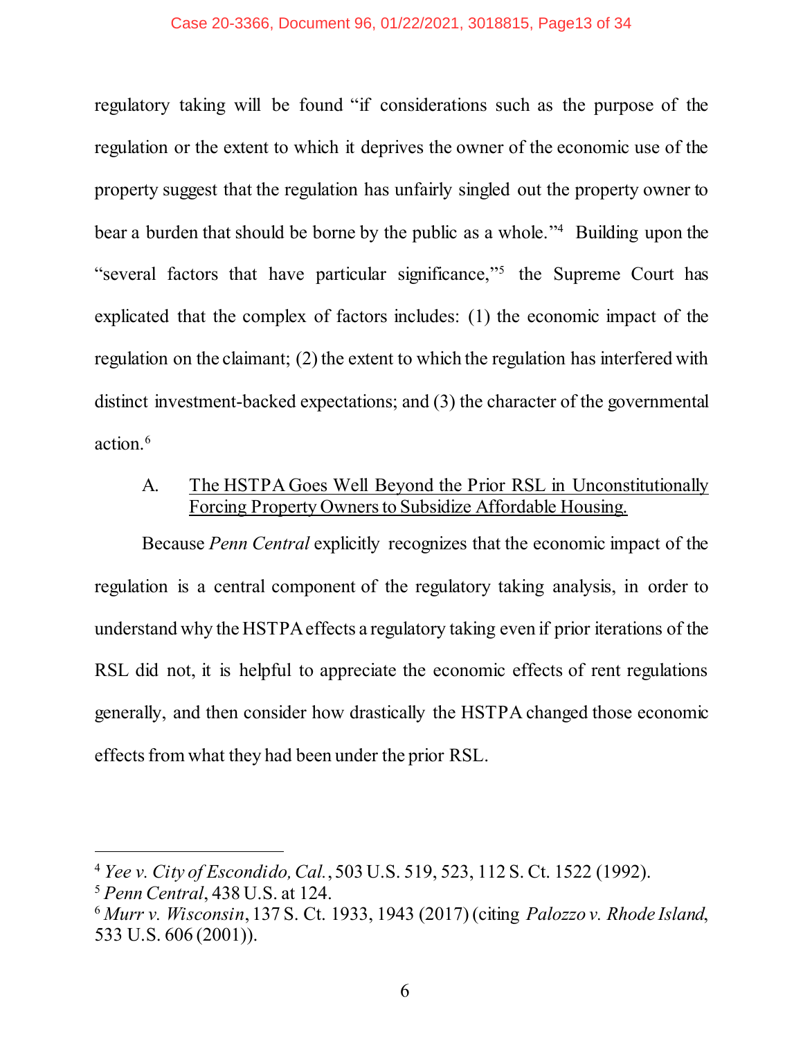regulatory taking will be found "if considerations such as the purpose of the regulation or the extent to which it deprives the owner of the economic use of the property suggest that the regulation has unfairly singled out the property owner to bear a burden that should be borne by the public as a whole."[4] Building upon the "several factors that have particular significance,"[5] the Supreme Court has explicated that the complex of factors includes: (1) the economic impact of the regulation on the claimant; (2) the extent to which the regulation has interfered with distinct investment-backed expectations; and (3) the character of the governmental action.[6]

### A. The HSTPA Goes Well Beyond the Prior RSL in Unconstitutionally Forcing Property Owners to Subsidize Affordable Housing.

Because *Penn Central* explicitly recognizes that the economic impact of the regulation is a central component of the regulatory taking analysis, in order to understand why the HSTPA effects a regulatory taking even if prior iterations of the RSL did not, it is helpful to appreciate the economic effects of rent regulations generally, and then consider how drastically the HSTPA changed those economic effects from what they had been under the prior RSL.

---

[4] *Yee v. City of Escondido, Cal.*, 503 U.S. 519, 523, 112 S. Ct. 1522 (1992).
[5] *Penn Central*, 438 U.S. at 124.
[6] *Murr v. Wisconsin*, 137 S. Ct. 1933, 1943 (2017) (citing *Palozzo v. Rhode Island*, 533 U.S. 606 (2001)).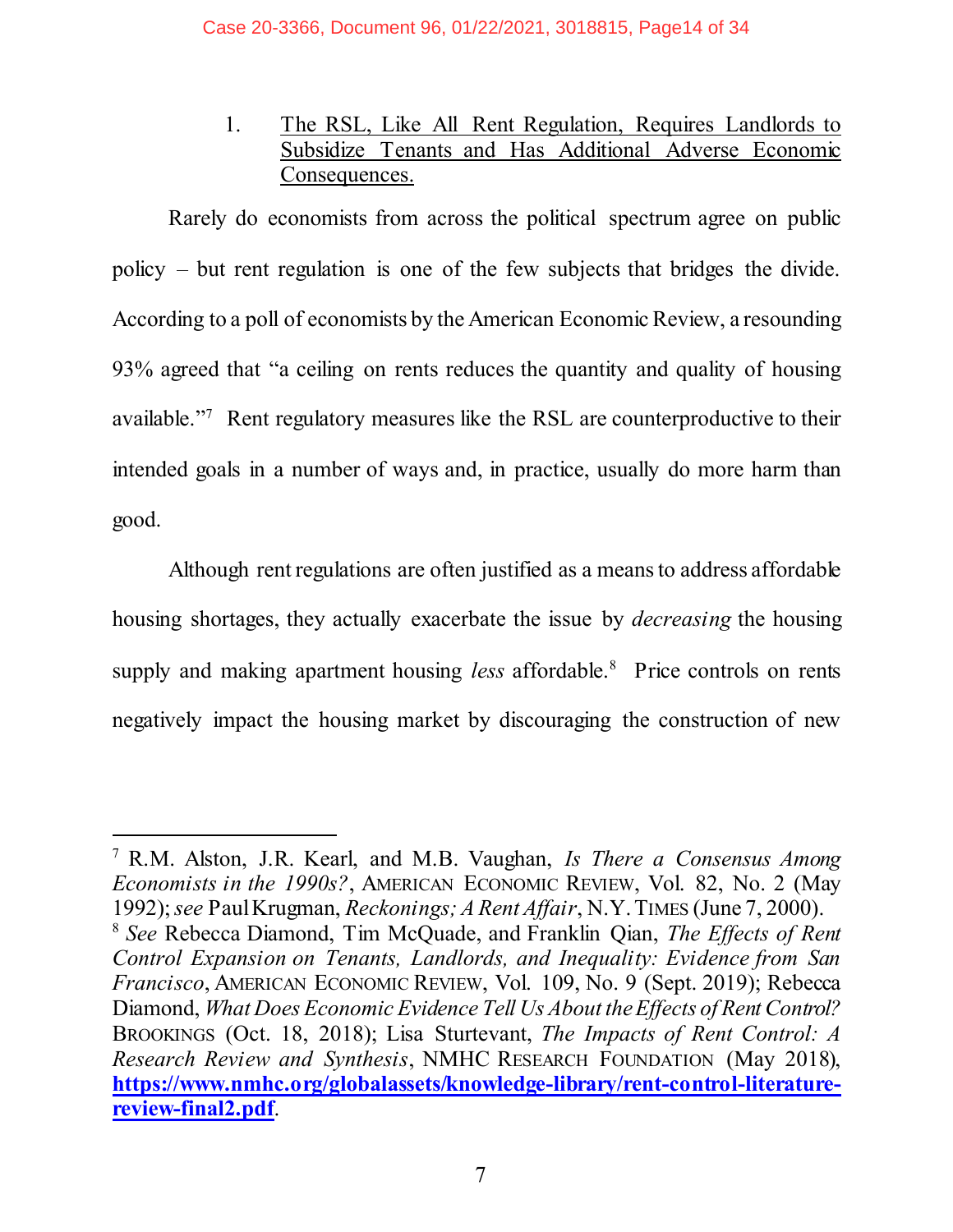1. The RSL, Like All Rent Regulation, Requires Landlords to Subsidize Tenants and Has Additional Adverse Economic Consequences.

Rarely do economists from across the political spectrum agree on public policy – but rent regulation is one of the few subjects that bridges the divide. According to a poll of economists by the American Economic Review, a resounding 93% agreed that "a ceiling on rents reduces the quantity and quality of housing available."[7] Rent regulatory measures like the RSL are counterproductive to their intended goals in a number of ways and, in practice, usually do more harm than good.

Although rent regulations are often justified as a means to address affordable housing shortages, they actually exacerbate the issue by *decreasing* the housing supply and making apartment housing *less* affordable.[8] Price controls on rents negatively impact the housing market by discouraging the construction of new

---

[7] R.M. Alston, J.R. Kearl, and M.B. Vaughan, *Is There a Consensus Among Economists in the 1990s?*, AMERICAN ECONOMIC REVIEW, Vol. 82, No. 2 (May 1992); *see* Paul Krugman, *Reckonings; A Rent Affair*, N.Y. TIMES (June 7, 2000).

[8] *See* Rebecca Diamond, Tim McQuade, and Franklin Qian, *The Effects of Rent Control Expansion on Tenants, Landlords, and Inequality: Evidence from San Francisco*, AMERICAN ECONOMIC REVIEW, Vol. 109, No. 9 (Sept. 2019); Rebecca Diamond, *What Does Economic Evidence Tell Us About the Effects of Rent Control?* BROOKINGS (Oct. 18, 2018); Lisa Sturtevant, *The Impacts of Rent Control: A Research Review and Synthesis*, NMHC RESEARCH FOUNDATION (May 2018), **https://www.nmhc.org/globalassets/knowledge-library/rent-control-literature-review-final2.pdf**.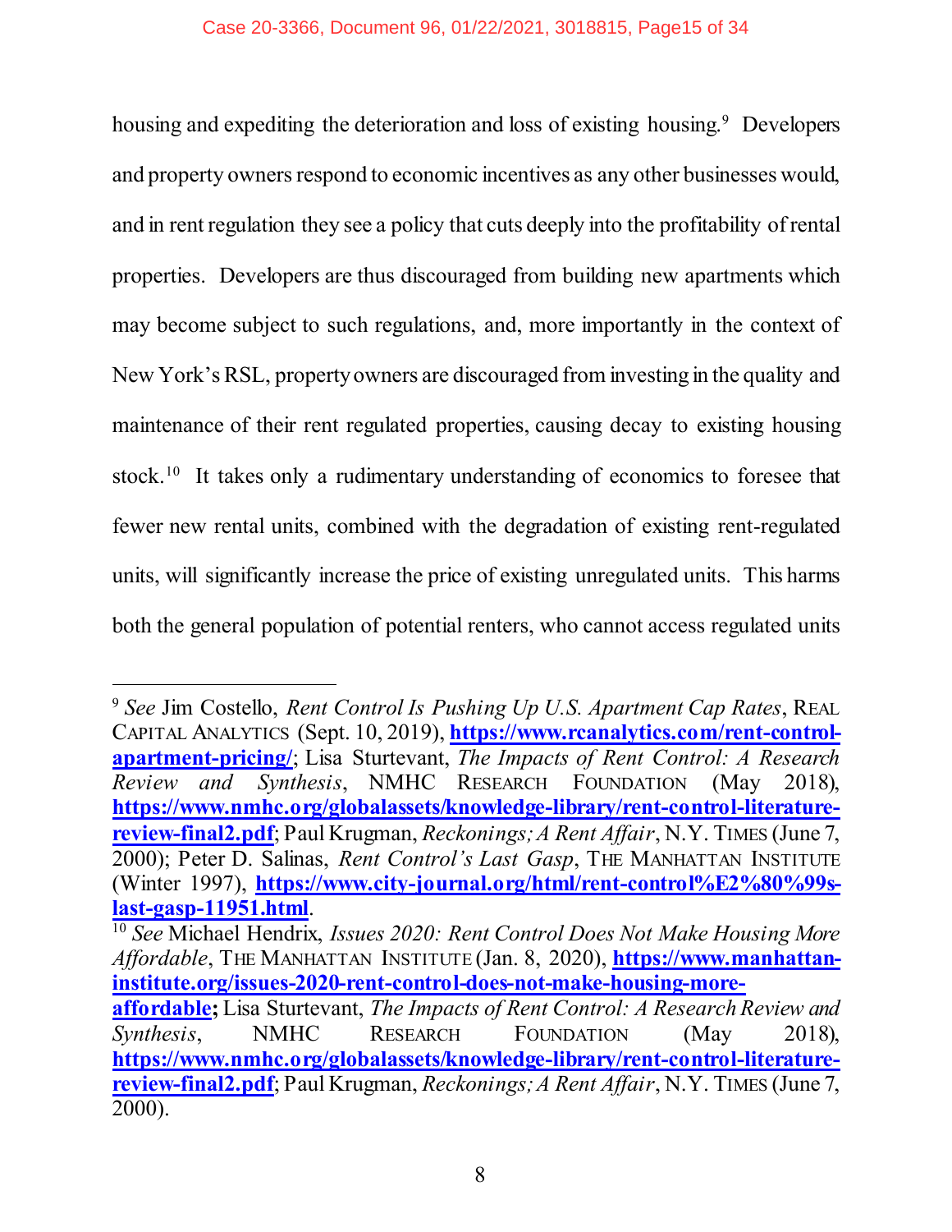housing and expediting the deterioration and loss of existing housing.[9] Developers and property owners respond to economic incentives as any other businesses would, and in rent regulation they see a policy that cuts deeply into the profitability of rental properties. Developers are thus discouraged from building new apartments which may become subject to such regulations, and, more importantly in the context of New York's RSL, property owners are discouraged from investing in the quality and maintenance of their rent regulated properties, causing decay to existing housing stock.[10] It takes only a rudimentary understanding of economics to foresee that fewer new rental units, combined with the degradation of existing rent-regulated units, will significantly increase the price of existing unregulated units. This harms both the general population of potential renters, who cannot access regulated units

---

[9] *See* Jim Costello, *Rent Control Is Pushing Up U.S. Apartment Cap Rates*, REAL CAPITAL ANALYTICS (Sept. 10, 2019), **https://www.rcanalytics.com/rent-control-apartment-pricing/**; Lisa Sturtevant, *The Impacts of Rent Control: A Research Review and Synthesis*, NMHC RESEARCH FOUNDATION (May 2018), **https://www.nmhc.org/globalassets/knowledge-library/rent-control-literature-review-final2.pdf**; Paul Krugman, *Reckonings; A Rent Affair*, N.Y. TIMES (June 7, 2000); Peter D. Salinas, *Rent Control's Last Gasp*, THE MANHATTAN INSTITUTE (Winter 1997), **https://www.city-journal.org/html/rent-control%E2%80%99s-last-gasp-11951.html**.

[10] *See* Michael Hendrix, *Issues 2020: Rent Control Does Not Make Housing More Affordable*, THE MANHATTAN INSTITUTE (Jan. 8, 2020), **https://www.manhattan-institute.org/issues-2020-rent-control-does-not-make-housing-more-affordable**; Lisa Sturtevant, *The Impacts of Rent Control: A Research Review and Synthesis*, NMHC RESEARCH FOUNDATION (May 2018), **https://www.nmhc.org/globalassets/knowledge-library/rent-control-literature-review-final2.pdf**; Paul Krugman, *Reckonings; A Rent Affair*, N.Y. TIMES (June 7, 2000).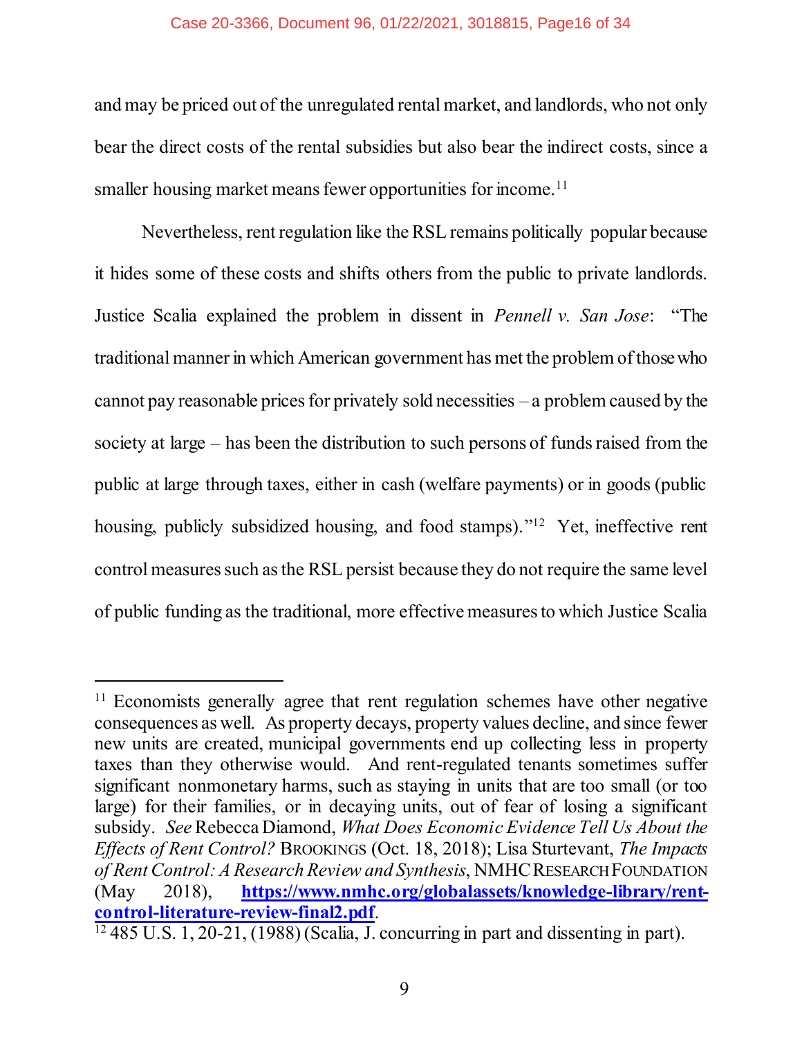and may be priced out of the unregulated rental market, and landlords, who not only bear the direct costs of the rental subsidies but also bear the indirect costs, since a smaller housing market means fewer opportunities for income.[11]

Nevertheless, rent regulation like the RSL remains politically popular because it hides some of these costs and shifts others from the public to private landlords. Justice Scalia explained the problem in dissent in *Pennell v. San Jose*: "The traditional manner in which American government has met the problem of those who cannot pay reasonable prices for privately sold necessities – a problem caused by the society at large – has been the distribution to such persons of funds raised from the public at large through taxes, either in cash (welfare payments) or in goods (public housing, publicly subsidized housing, and food stamps)."[12] Yet, ineffective rent control measures such as the RSL persist because they do not require the same level of public funding as the traditional, more effective measures to which Justice Scalia

---

[11] Economists generally agree that rent regulation schemes have other negative consequences as well. As property decays, property values decline, and since fewer new units are created, municipal governments end up collecting less in property taxes than they otherwise would. And rent-regulated tenants sometimes suffer significant nonmonetary harms, such as staying in units that are too small (or too large) for their families, or in decaying units, out of fear of losing a significant subsidy. *See* Rebecca Diamond, *What Does Economic Evidence Tell Us About the Effects of Rent Control?* BROOKINGS (Oct. 18, 2018); Lisa Sturtevant, *The Impacts of Rent Control: A Research Review and Synthesis*, NMHC RESEARCH FOUNDATION (May 2018), **https://www.nmhc.org/globalassets/knowledge-library/rent-control-literature-review-final2.pdf**.

[12] 485 U.S. 1, 20-21, (1988) (Scalia, J. concurring in part and dissenting in part).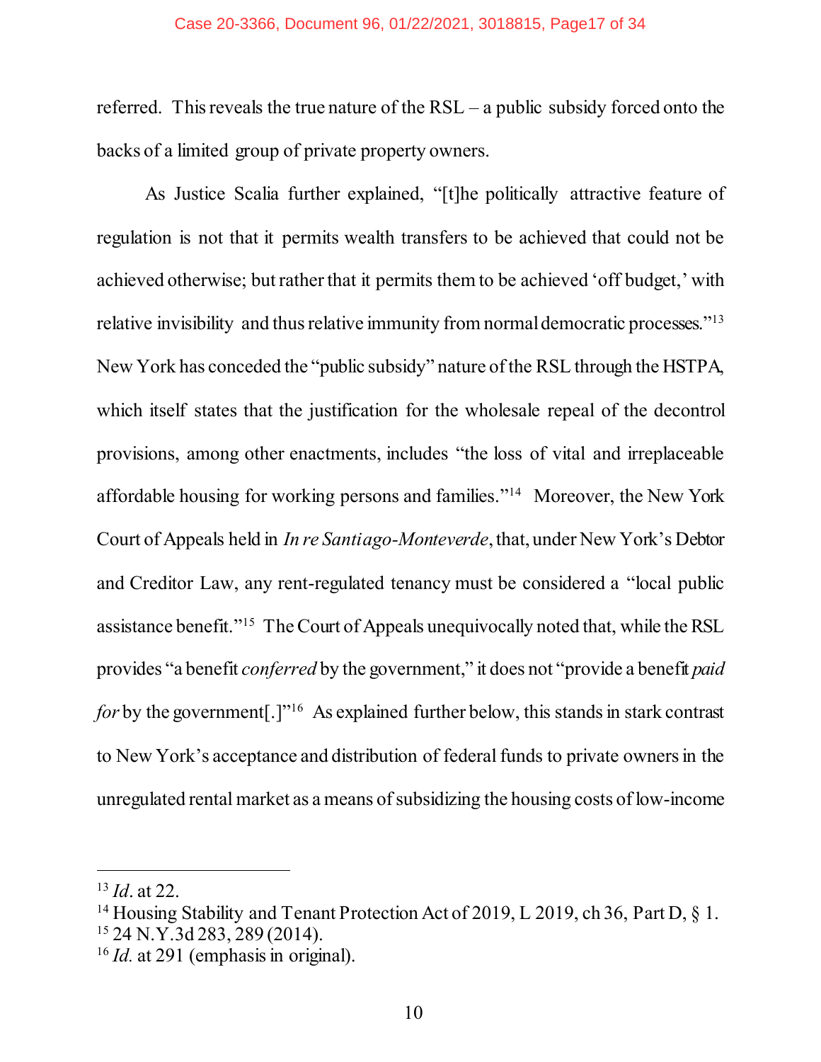referred. This reveals the true nature of the RSL – a public subsidy forced onto the backs of a limited group of private property owners.

As Justice Scalia further explained, "[t]he politically attractive feature of regulation is not that it permits wealth transfers to be achieved that could not be achieved otherwise; but rather that it permits them to be achieved 'off budget,' with relative invisibility and thus relative immunity from normal democratic processes."[13] New York has conceded the "public subsidy" nature of the RSL through the HSTPA, which itself states that the justification for the wholesale repeal of the decontrol provisions, among other enactments, includes "the loss of vital and irreplaceable affordable housing for working persons and families."[14] Moreover, the New York Court of Appeals held in *In re Santiago-Monteverde*, that, under New York's Debtor and Creditor Law, any rent-regulated tenancy must be considered a "local public assistance benefit."[15] The Court of Appeals unequivocally noted that, while the RSL provides "a benefit *conferred* by the government," it does not "provide a benefit *paid for* by the government[.]"[16] As explained further below, this stands in stark contrast to New York's acceptance and distribution of federal funds to private owners in the unregulated rental market as a means of subsidizing the housing costs of low-income

---

[13] *Id*. at 22.

[14] Housing Stability and Tenant Protection Act of 2019, L 2019, ch 36, Part D, § 1.

[15] 24 N.Y.3d 283, 289 (2014).

[16] *Id*. at 291 (emphasis in original).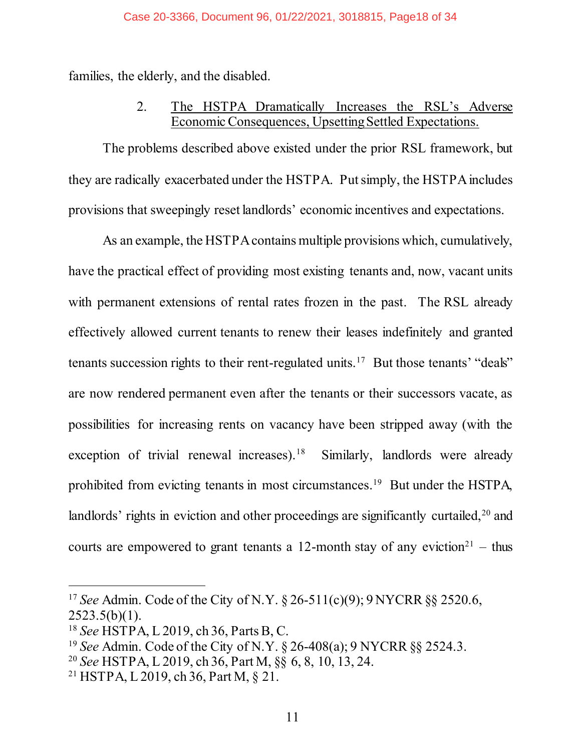families, the elderly, and the disabled.

2. The HSTPA Dramatically Increases the RSL's Adverse Economic Consequences, Upsetting Settled Expectations.

The problems described above existed under the prior RSL framework, but they are radically exacerbated under the HSTPA. Put simply, the HSTPA includes provisions that sweepingly reset landlords' economic incentives and expectations.

As an example, the HSTPA contains multiple provisions which, cumulatively, have the practical effect of providing most existing tenants and, now, vacant units with permanent extensions of rental rates frozen in the past. The RSL already effectively allowed current tenants to renew their leases indefinitely and granted tenants succession rights to their rent-regulated units.[17] But those tenants' "deals" are now rendered permanent even after the tenants or their successors vacate, as possibilities for increasing rents on vacancy have been stripped away (with the exception of trivial renewal increases).[18] Similarly, landlords were already prohibited from evicting tenants in most circumstances.[19] But under the HSTPA, landlords' rights in eviction and other proceedings are significantly curtailed,[20] and courts are empowered to grant tenants a 12-month stay of any eviction[21] – thus

---

[17] *See* Admin. Code of the City of N.Y. § 26-511(c)(9); 9 NYCRR §§ 2520.6, 2523.5(b)(1).

[18] *See* HSTPA, L 2019, ch 36, Parts B, C.

[19] *See* Admin. Code of the City of N.Y. § 26-408(a); 9 NYCRR §§ 2524.3.

[20] *See* HSTPA, L 2019, ch 36, Part M, §§ 6, 8, 10, 13, 24.

[21] HSTPA, L 2019, ch 36, Part M, § 21.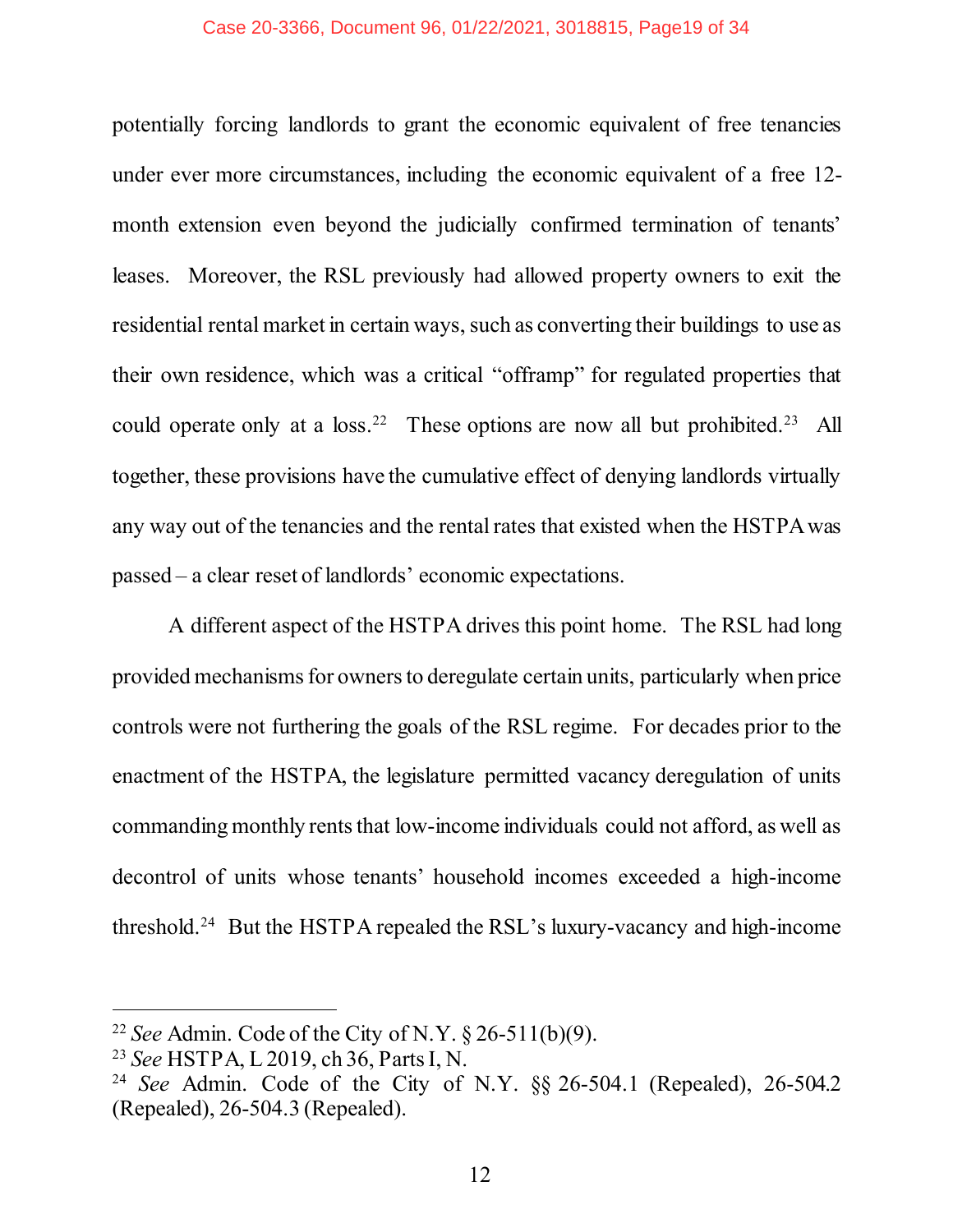potentially forcing landlords to grant the economic equivalent of free tenancies under ever more circumstances, including the economic equivalent of a free 12-month extension even beyond the judicially confirmed termination of tenants' leases. Moreover, the RSL previously had allowed property owners to exit the residential rental market in certain ways, such as converting their buildings to use as their own residence, which was a critical "offramp" for regulated properties that could operate only at a loss.[22] These options are now all but prohibited.[23] All together, these provisions have the cumulative effect of denying landlords virtually any way out of the tenancies and the rental rates that existed when the HSTPA was passed – a clear reset of landlords' economic expectations.

A different aspect of the HSTPA drives this point home. The RSL had long provided mechanisms for owners to deregulate certain units, particularly when price controls were not furthering the goals of the RSL regime. For decades prior to the enactment of the HSTPA, the legislature permitted vacancy deregulation of units commanding monthly rents that low-income individuals could not afford, as well as decontrol of units whose tenants' household incomes exceeded a high-income threshold.[24] But the HSTPA repealed the RSL's luxury-vacancy and high-income

---

[22] *See* Admin. Code of the City of N.Y. § 26-511(b)(9).

[23] *See* HSTPA, L 2019, ch 36, Parts I, N.

[24] *See* Admin. Code of the City of N.Y. §§ 26-504.1 (Repealed), 26-504.2 (Repealed), 26-504.3 (Repealed).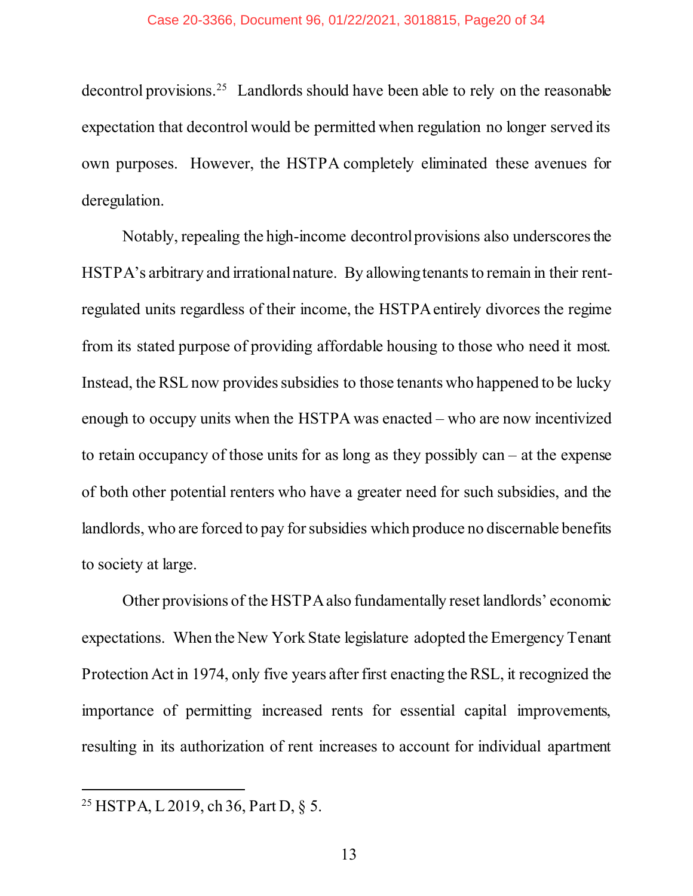decontrol provisions.[25] Landlords should have been able to rely on the reasonable expectation that decontrol would be permitted when regulation no longer served its own purposes. However, the HSTPA completely eliminated these avenues for deregulation.

Notably, repealing the high-income decontrol provisions also underscores the HSTPA's arbitrary and irrational nature. By allowing tenants to remain in their rent-regulated units regardless of their income, the HSTPA entirely divorces the regime from its stated purpose of providing affordable housing to those who need it most. Instead, the RSL now provides subsidies to those tenants who happened to be lucky enough to occupy units when the HSTPA was enacted – who are now incentivized to retain occupancy of those units for as long as they possibly can – at the expense of both other potential renters who have a greater need for such subsidies, and the landlords, who are forced to pay for subsidies which produce no discernable benefits to society at large.

Other provisions of the HSTPA also fundamentally reset landlords' economic expectations. When the New York State legislature adopted the Emergency Tenant Protection Act in 1974, only five years after first enacting the RSL, it recognized the importance of permitting increased rents for essential capital improvements, resulting in its authorization of rent increases to account for individual apartment

---

[25] HSTPA, L 2019, ch 36, Part D, § 5.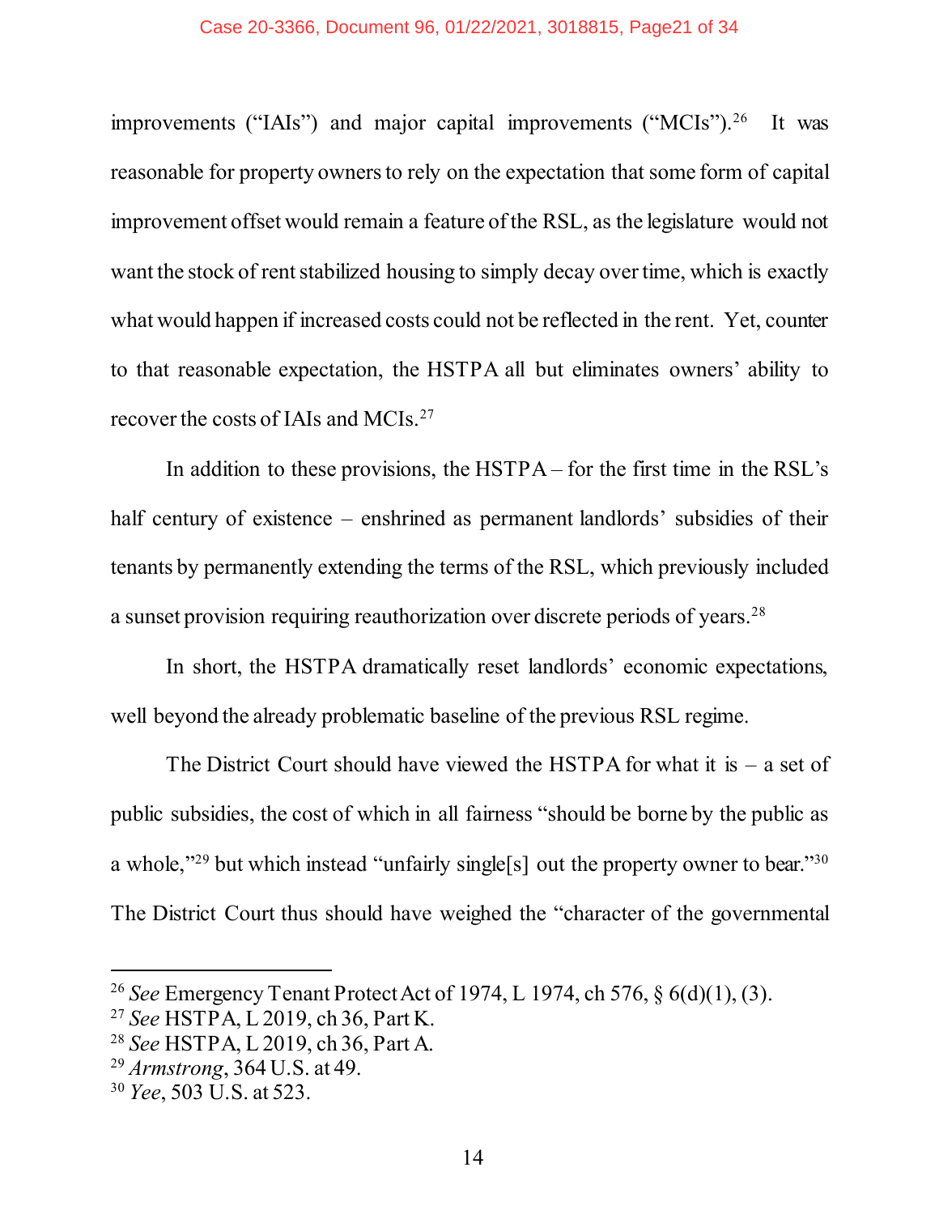improvements ("IAIs") and major capital improvements ("MCIs").[26] It was reasonable for property owners to rely on the expectation that some form of capital improvement offset would remain a feature of the RSL, as the legislature would not want the stock of rent stabilized housing to simply decay over time, which is exactly what would happen if increased costs could not be reflected in the rent. Yet, counter to that reasonable expectation, the HSTPA all but eliminates owners' ability to recover the costs of IAIs and MCIs.[27]

In addition to these provisions, the HSTPA – for the first time in the RSL's half century of existence – enshrined as permanent landlords' subsidies of their tenants by permanently extending the terms of the RSL, which previously included a sunset provision requiring reauthorization over discrete periods of years.[28]

In short, the HSTPA dramatically reset landlords' economic expectations, well beyond the already problematic baseline of the previous RSL regime.

The District Court should have viewed the HSTPA for what it is – a set of public subsidies, the cost of which in all fairness "should be borne by the public as a whole,"[29] but which instead "unfairly single[s] out the property owner to bear."[30] The District Court thus should have weighed the "character of the governmental

---

[26] *See* Emergency Tenant Protect Act of 1974, L 1974, ch 576, § 6(d)(1), (3).

[27] *See* HSTPA, L 2019, ch 36, Part K.

[28] *See* HSTPA, L 2019, ch 36, Part A.

[29] *Armstrong*, 364 U.S. at 49.

[30] *Yee*, 503 U.S. at 523.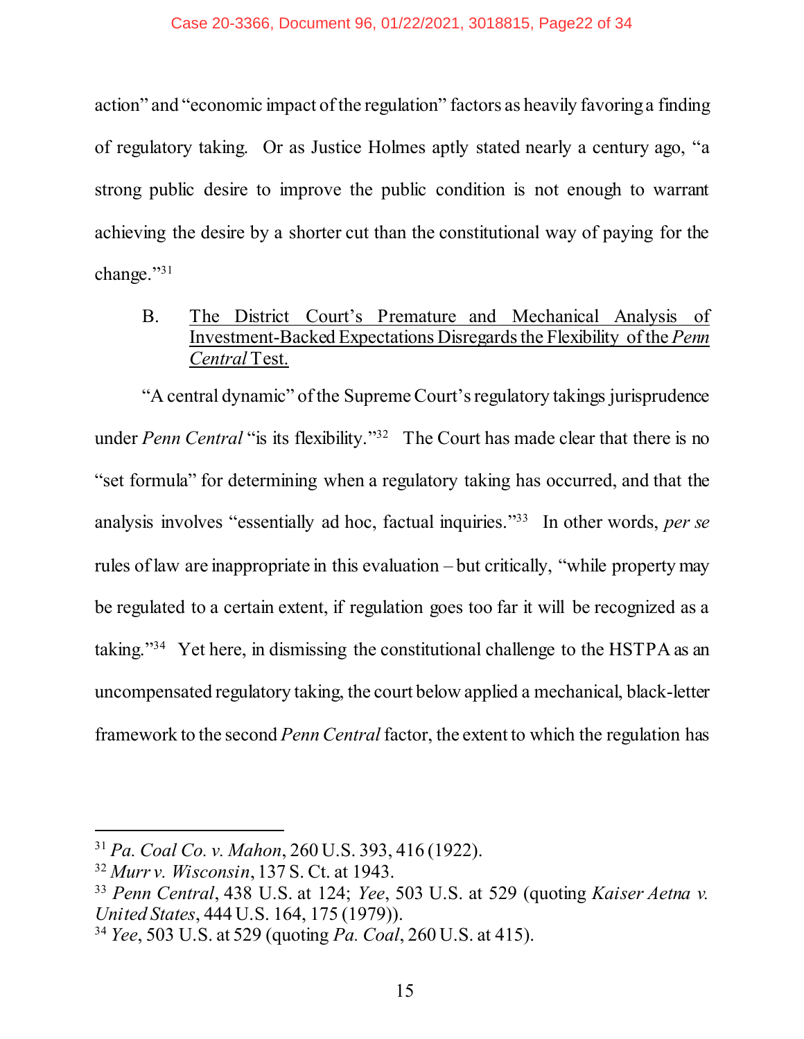action" and "economic impact of the regulation" factors as heavily favoring a finding of regulatory taking. Or as Justice Holmes aptly stated nearly a century ago, "a strong public desire to improve the public condition is not enough to warrant achieving the desire by a shorter cut than the constitutional way of paying for the change."[31]

B. <u>The District Court's Premature and Mechanical Analysis of Investment-Backed Expectations Disregards the Flexibility of the *Penn Central* Test.</u>

"A central dynamic" of the Supreme Court's regulatory takings jurisprudence under *Penn Central* "is its flexibility."[32] The Court has made clear that there is no "set formula" for determining when a regulatory taking has occurred, and that the analysis involves "essentially ad hoc, factual inquiries."[33] In other words, *per se* rules of law are inappropriate in this evaluation – but critically, "while property may be regulated to a certain extent, if regulation goes too far it will be recognized as a taking."[34] Yet here, in dismissing the constitutional challenge to the HSTPA as an uncompensated regulatory taking, the court below applied a mechanical, black-letter framework to the second *Penn Central* factor, the extent to which the regulation has

---

[31] *Pa. Coal Co. v. Mahon*, 260 U.S. 393, 416 (1922).

[32] *Murr v. Wisconsin*, 137 S. Ct. at 1943.

[33] *Penn Central*, 438 U.S. at 124; *Yee*, 503 U.S. at 529 (quoting *Kaiser Aetna v. United States*, 444 U.S. 164, 175 (1979)).

[34] *Yee*, 503 U.S. at 529 (quoting *Pa. Coal*, 260 U.S. at 415).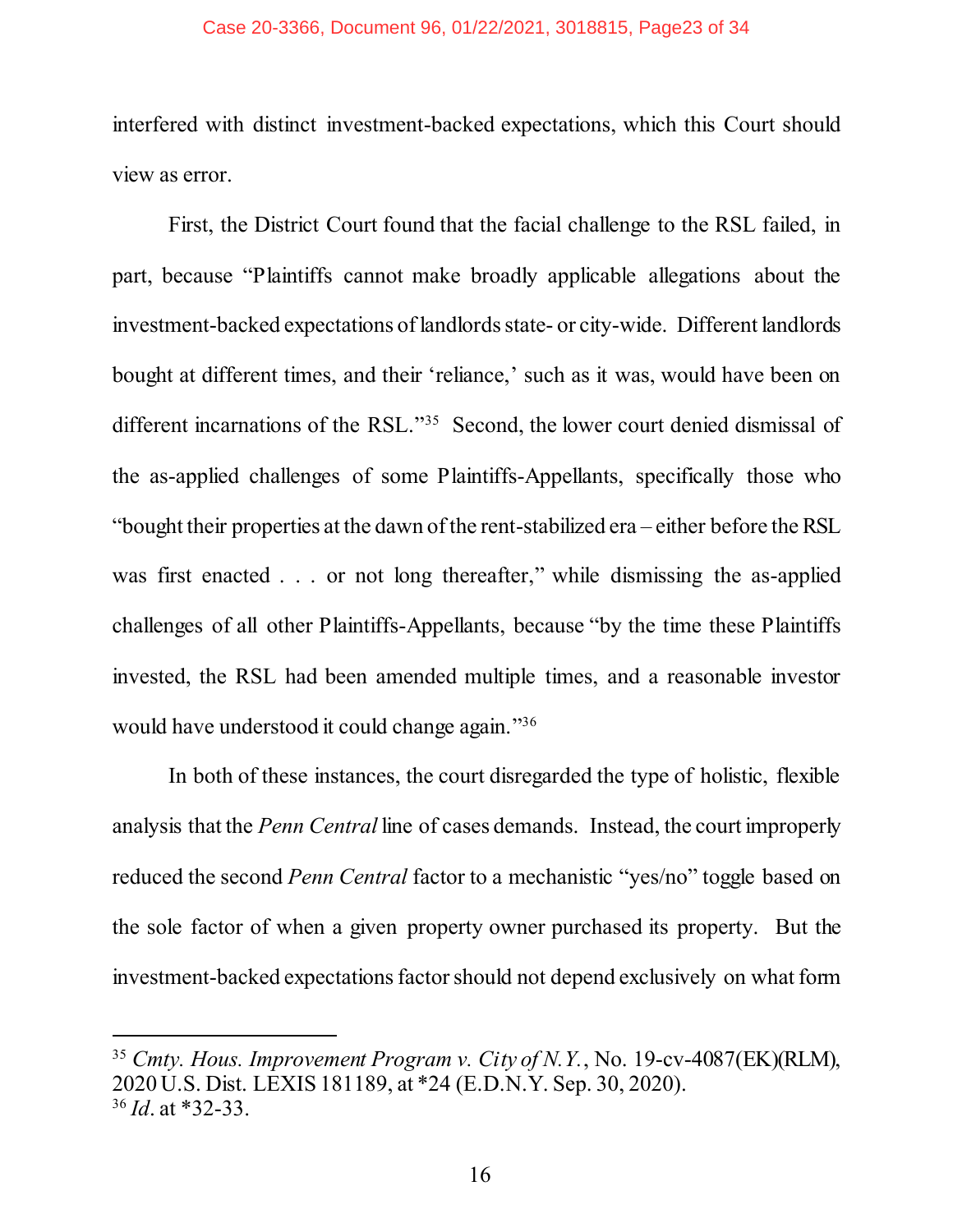interfered with distinct investment-backed expectations, which this Court should view as error.

First, the District Court found that the facial challenge to the RSL failed, in part, because "Plaintiffs cannot make broadly applicable allegations about the investment-backed expectations of landlords state- or city-wide. Different landlords bought at different times, and their 'reliance,' such as it was, would have been on different incarnations of the RSL."[35] Second, the lower court denied dismissal of the as-applied challenges of some Plaintiffs-Appellants, specifically those who "bought their properties at the dawn of the rent-stabilized era – either before the RSL was first enacted . . . or not long thereafter," while dismissing the as-applied challenges of all other Plaintiffs-Appellants, because "by the time these Plaintiffs invested, the RSL had been amended multiple times, and a reasonable investor would have understood it could change again."[36]

In both of these instances, the court disregarded the type of holistic, flexible analysis that the *Penn Central* line of cases demands. Instead, the court improperly reduced the second *Penn Central* factor to a mechanistic "yes/no" toggle based on the sole factor of when a given property owner purchased its property. But the investment-backed expectations factor should not depend exclusively on what form

---

[35] *Cmty. Hous. Improvement Program v. City of N.Y.*, No. 19-cv-4087(EK)(RLM), 2020 U.S. Dist. LEXIS 181189, at *24 (E.D.N.Y. Sep. 30, 2020).
[36] *Id*. at *32-33.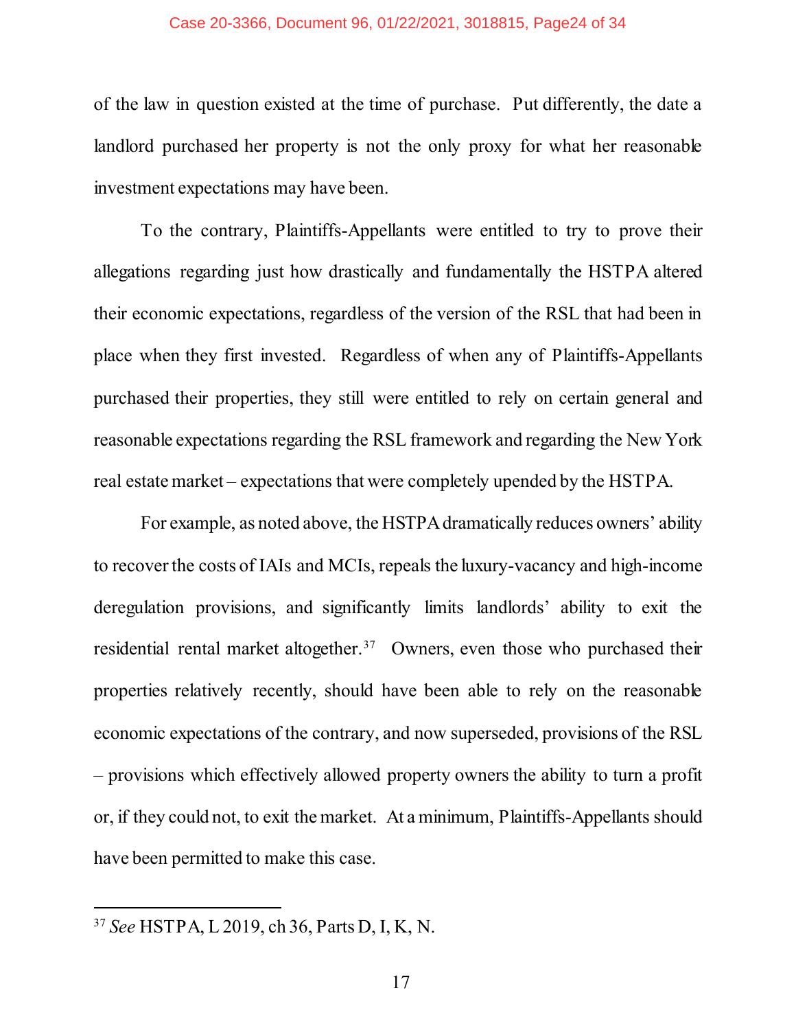of the law in question existed at the time of purchase. Put differently, the date a landlord purchased her property is not the only proxy for what her reasonable investment expectations may have been.

To the contrary, Plaintiffs-Appellants were entitled to try to prove their allegations regarding just how drastically and fundamentally the HSTPA altered their economic expectations, regardless of the version of the RSL that had been in place when they first invested. Regardless of when any of Plaintiffs-Appellants purchased their properties, they still were entitled to rely on certain general and reasonable expectations regarding the RSL framework and regarding the New York real estate market – expectations that were completely upended by the HSTPA.

For example, as noted above, the HSTPA dramatically reduces owners' ability to recover the costs of IAIs and MCIs, repeals the luxury-vacancy and high-income deregulation provisions, and significantly limits landlords' ability to exit the residential rental market altogether.[37] Owners, even those who purchased their properties relatively recently, should have been able to rely on the reasonable economic expectations of the contrary, and now superseded, provisions of the RSL – provisions which effectively allowed property owners the ability to turn a profit or, if they could not, to exit the market. At a minimum, Plaintiffs-Appellants should have been permitted to make this case.

---

[37] *See* HSTPA, L 2019, ch 36, Parts D, I, K, N.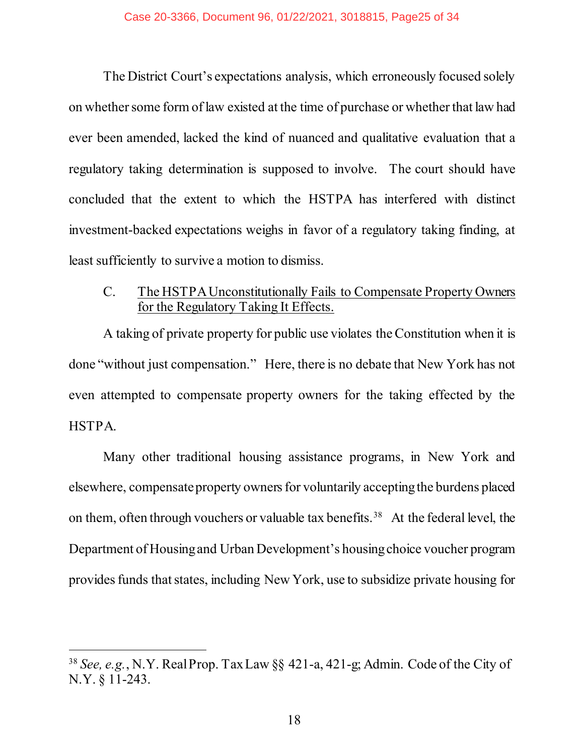The District Court's expectations analysis, which erroneously focused solely on whether some form of law existed at the time of purchase or whether that law had ever been amended, lacked the kind of nuanced and qualitative evaluation that a regulatory taking determination is supposed to involve. The court should have concluded that the extent to which the HSTPA has interfered with distinct investment-backed expectations weighs in favor of a regulatory taking finding, at least sufficiently to survive a motion to dismiss.

### C. The HSTPA Unconstitutionally Fails to Compensate Property Owners for the Regulatory Taking It Effects.

A taking of private property for public use violates the Constitution when it is done "without just compensation." Here, there is no debate that New York has not even attempted to compensate property owners for the taking effected by the HSTPA.

Many other traditional housing assistance programs, in New York and elsewhere, compensate property owners for voluntarily accepting the burdens placed on them, often through vouchers or valuable tax benefits.[38] At the federal level, the Department of Housing and Urban Development's housing choice voucher program provides funds that states, including New York, use to subsidize private housing for

---

[38] *See, e.g.*, N.Y. Real Prop. Tax Law §§ 421-a, 421-g; Admin. Code of the City of N.Y. § 11-243.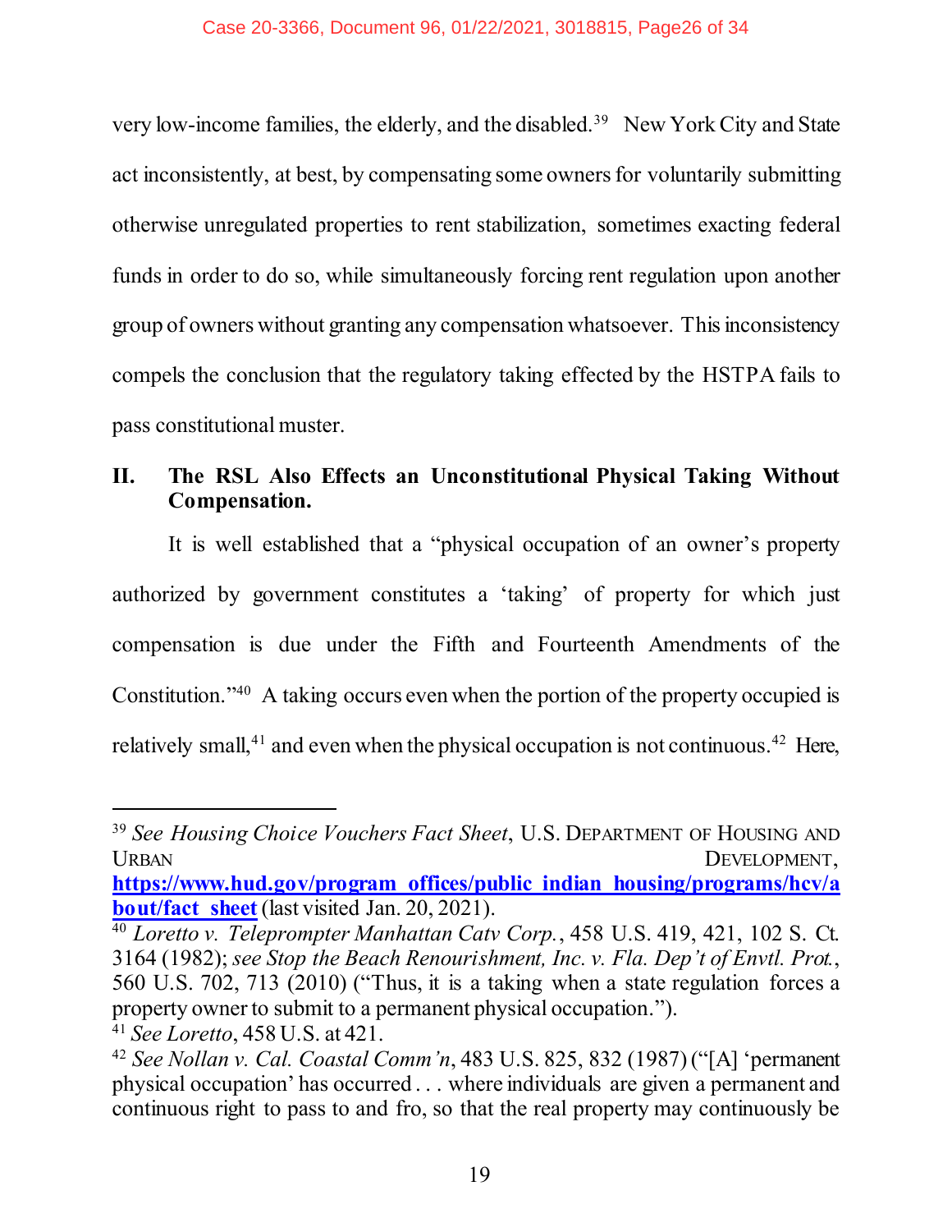very low-income families, the elderly, and the disabled.[39] New York City and State act inconsistently, at best, by compensating some owners for voluntarily submitting otherwise unregulated properties to rent stabilization, sometimes exacting federal funds in order to do so, while simultaneously forcing rent regulation upon another group of owners without granting any compensation whatsoever. This inconsistency compels the conclusion that the regulatory taking effected by the HSTPA fails to pass constitutional muster.

## II. The RSL Also Effects an Unconstitutional Physical Taking Without Compensation.

It is well established that a "physical occupation of an owner's property authorized by government constitutes a 'taking' of property for which just compensation is due under the Fifth and Fourteenth Amendments of the Constitution."[40] A taking occurs even when the portion of the property occupied is relatively small,[41] and even when the physical occupation is not continuous.[42] Here,

---

[39] *See Housing Choice Vouchers Fact Sheet*, U.S. DEPARTMENT OF HOUSING AND URBAN DEVELOPMENT, **https://www.hud.gov/program_offices/public_indian_housing/programs/hcv/about/fact_sheet** (last visited Jan. 20, 2021).

[40] *Loretto v. Teleprompter Manhattan Catv Corp.*, 458 U.S. 419, 421, 102 S. Ct. 3164 (1982); *see Stop the Beach Renourishment, Inc. v. Fla. Dep't of Envtl. Prot.*, 560 U.S. 702, 713 (2010) ("Thus, it is a taking when a state regulation forces a property owner to submit to a permanent physical occupation.").

[41] *See Loretto*, 458 U.S. at 421.

[42] *See Nollan v. Cal. Coastal Comm'n*, 483 U.S. 825, 832 (1987) ("[A] 'permanent physical occupation' has occurred . . . where individuals are given a permanent and continuous right to pass to and fro, so that the real property may continuously be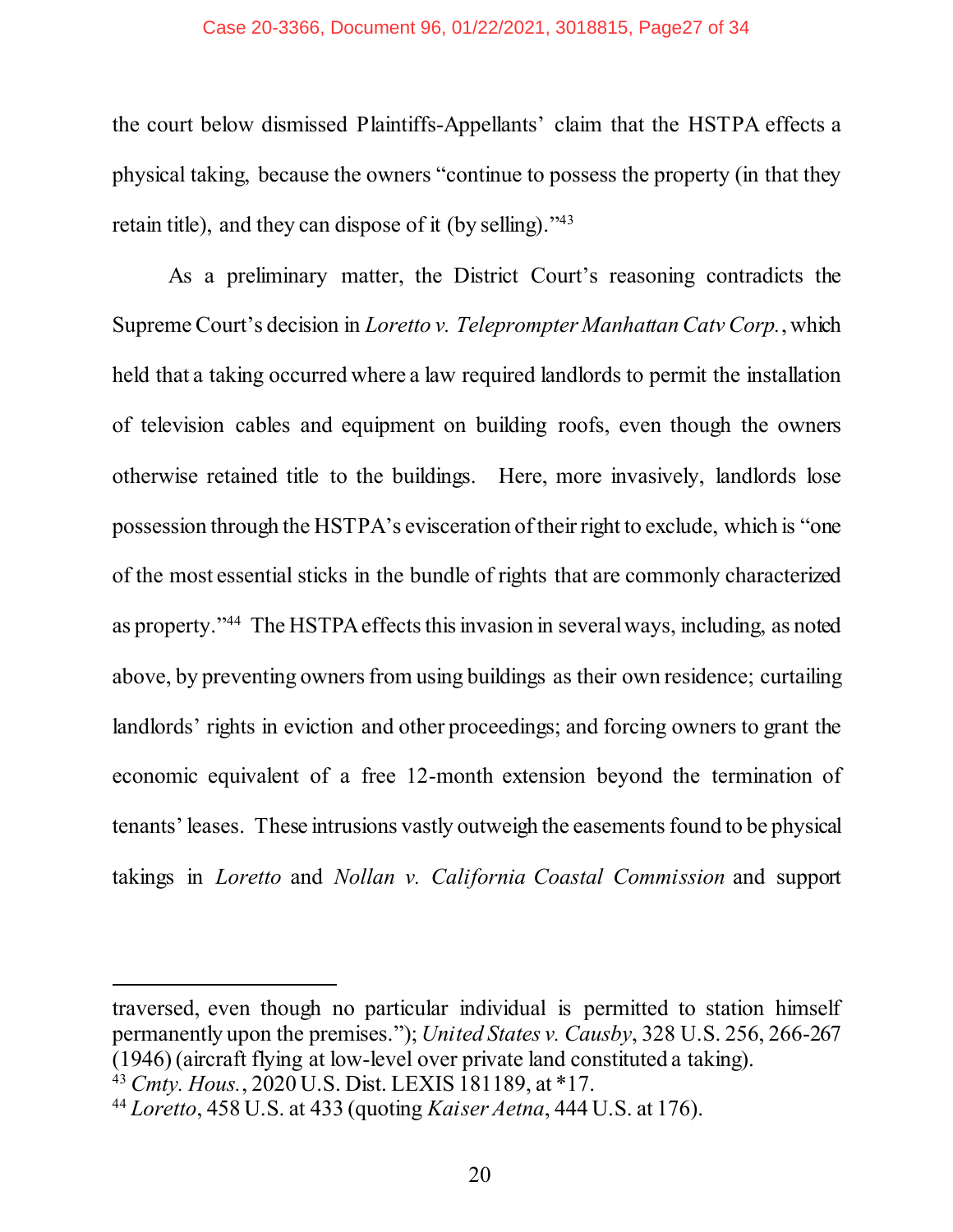the court below dismissed Plaintiffs-Appellants' claim that the HSTPA effects a physical taking, because the owners "continue to possess the property (in that they retain title), and they can dispose of it (by selling)."[43]

As a preliminary matter, the District Court's reasoning contradicts the Supreme Court's decision in *Loretto v. Teleprompter Manhattan Catv Corp.*, which held that a taking occurred where a law required landlords to permit the installation of television cables and equipment on building roofs, even though the owners otherwise retained title to the buildings. Here, more invasively, landlords lose possession through the HSTPA's evisceration of their right to exclude, which is "one of the most essential sticks in the bundle of rights that are commonly characterized as property."[44] The HSTPA effects this invasion in several ways, including, as noted above, by preventing owners from using buildings as their own residence; curtailing landlords' rights in eviction and other proceedings; and forcing owners to grant the economic equivalent of a free 12-month extension beyond the termination of tenants' leases. These intrusions vastly outweigh the easements found to be physical takings in *Loretto* and *Nollan v. California Coastal Commission* and support

---

traversed, even though no particular individual is permitted to station himself permanently upon the premises."); *United States v. Causby*, 328 U.S. 256, 266-267 (1946) (aircraft flying at low-level over private land constituted a taking).

[43] *Cmty. Hous.*, 2020 U.S. Dist. LEXIS 181189, at *17.

[44] *Loretto*, 458 U.S. at 433 (quoting *Kaiser Aetna*, 444 U.S. at 176).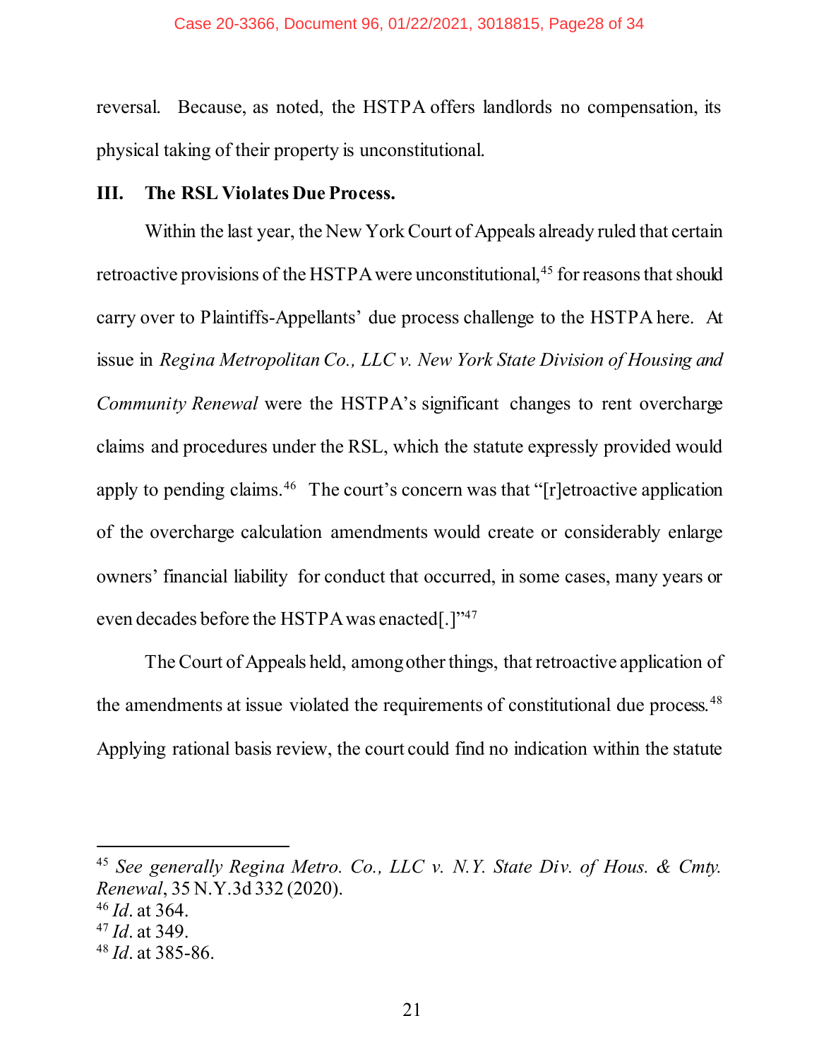reversal. Because, as noted, the HSTPA offers landlords no compensation, its physical taking of their property is unconstitutional.

## III. The RSL Violates Due Process.

Within the last year, the New York Court of Appeals already ruled that certain retroactive provisions of the HSTPA were unconstitutional,[45] for reasons that should carry over to Plaintiffs-Appellants' due process challenge to the HSTPA here. At issue in *Regina Metropolitan Co., LLC v. New York State Division of Housing and Community Renewal* were the HSTPA's significant changes to rent overcharge claims and procedures under the RSL, which the statute expressly provided would apply to pending claims.[46] The court's concern was that "[r]etroactive application of the overcharge calculation amendments would create or considerably enlarge owners' financial liability for conduct that occurred, in some cases, many years or even decades before the HSTPA was enacted[.]"[47]

The Court of Appeals held, among other things, that retroactive application of the amendments at issue violated the requirements of constitutional due process.[48] Applying rational basis review, the court could find no indication within the statute

---

[45] *See generally Regina Metro. Co., LLC v. N.Y. State Div. of Hous. & Cmty. Renewal*, 35 N.Y.3d 332 (2020).

[46] *Id*. at 364.

[47] *Id*. at 349.

[48] *Id*. at 385-86.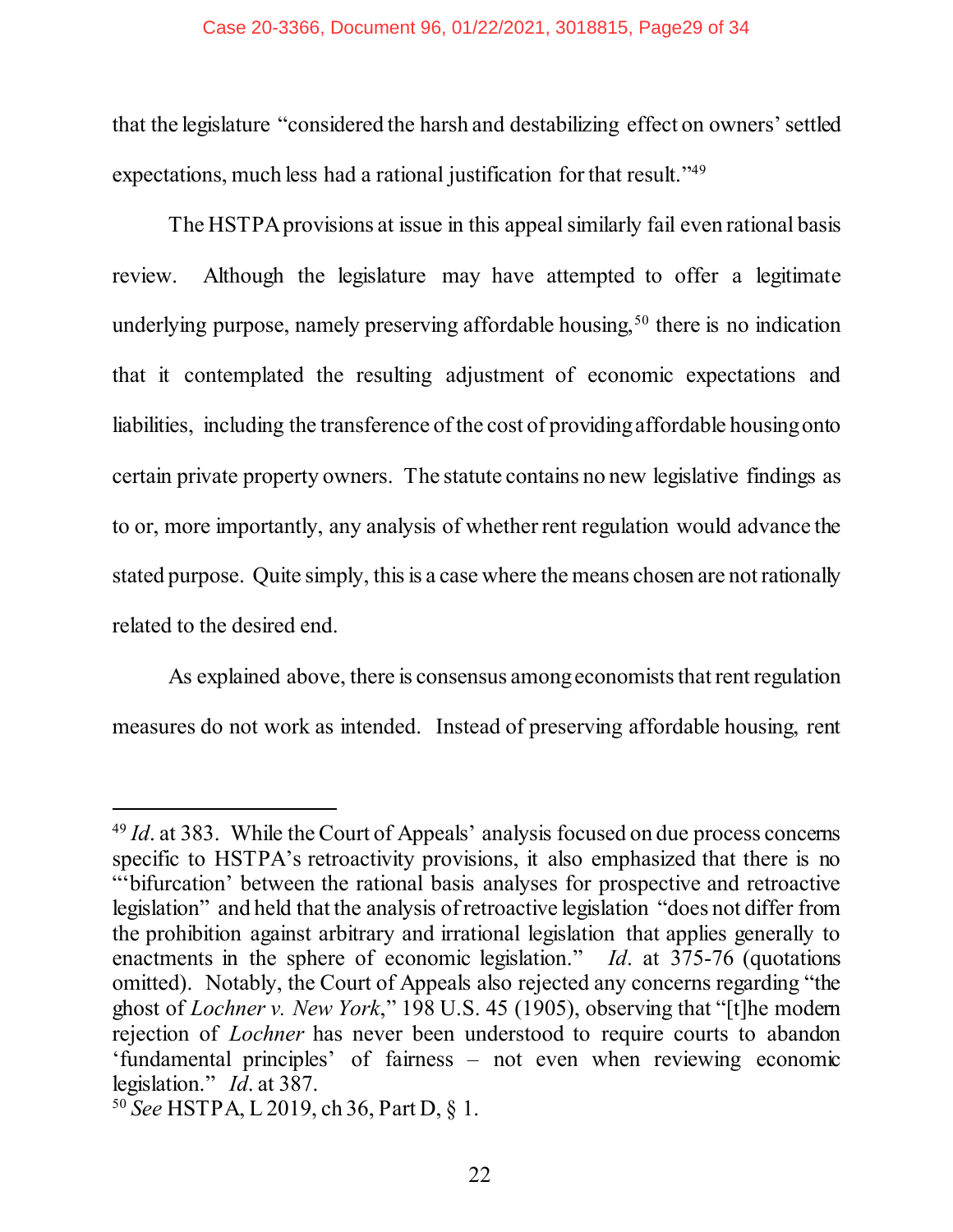that the legislature "considered the harsh and destabilizing effect on owners' settled expectations, much less had a rational justification for that result."[49]

The HSTPA provisions at issue in this appeal similarly fail even rational basis review. Although the legislature may have attempted to offer a legitimate underlying purpose, namely preserving affordable housing,[50] there is no indication that it contemplated the resulting adjustment of economic expectations and liabilities, including the transference of the cost of providing affordable housing onto certain private property owners. The statute contains no new legislative findings as to or, more importantly, any analysis of whether rent regulation would advance the stated purpose. Quite simply, this is a case where the means chosen are not rationally related to the desired end.

As explained above, there is consensus among economists that rent regulation measures do not work as intended. Instead of preserving affordable housing, rent

---

[49] *Id*. at 383. While the Court of Appeals' analysis focused on due process concerns specific to HSTPA's retroactivity provisions, it also emphasized that there is no "'bifurcation' between the rational basis analyses for prospective and retroactive legislation" and held that the analysis of retroactive legislation "does not differ from the prohibition against arbitrary and irrational legislation that applies generally to enactments in the sphere of economic legislation." *Id*. at 375-76 (quotations omitted). Notably, the Court of Appeals also rejected any concerns regarding "the ghost of *Lochner v. New York*," 198 U.S. 45 (1905), observing that "[t]he modern rejection of *Lochner* has never been understood to require courts to abandon 'fundamental principles' of fairness – not even when reviewing economic legislation." *Id*. at 387.

[50] *See* HSTPA, L 2019, ch 36, Part D, § 1.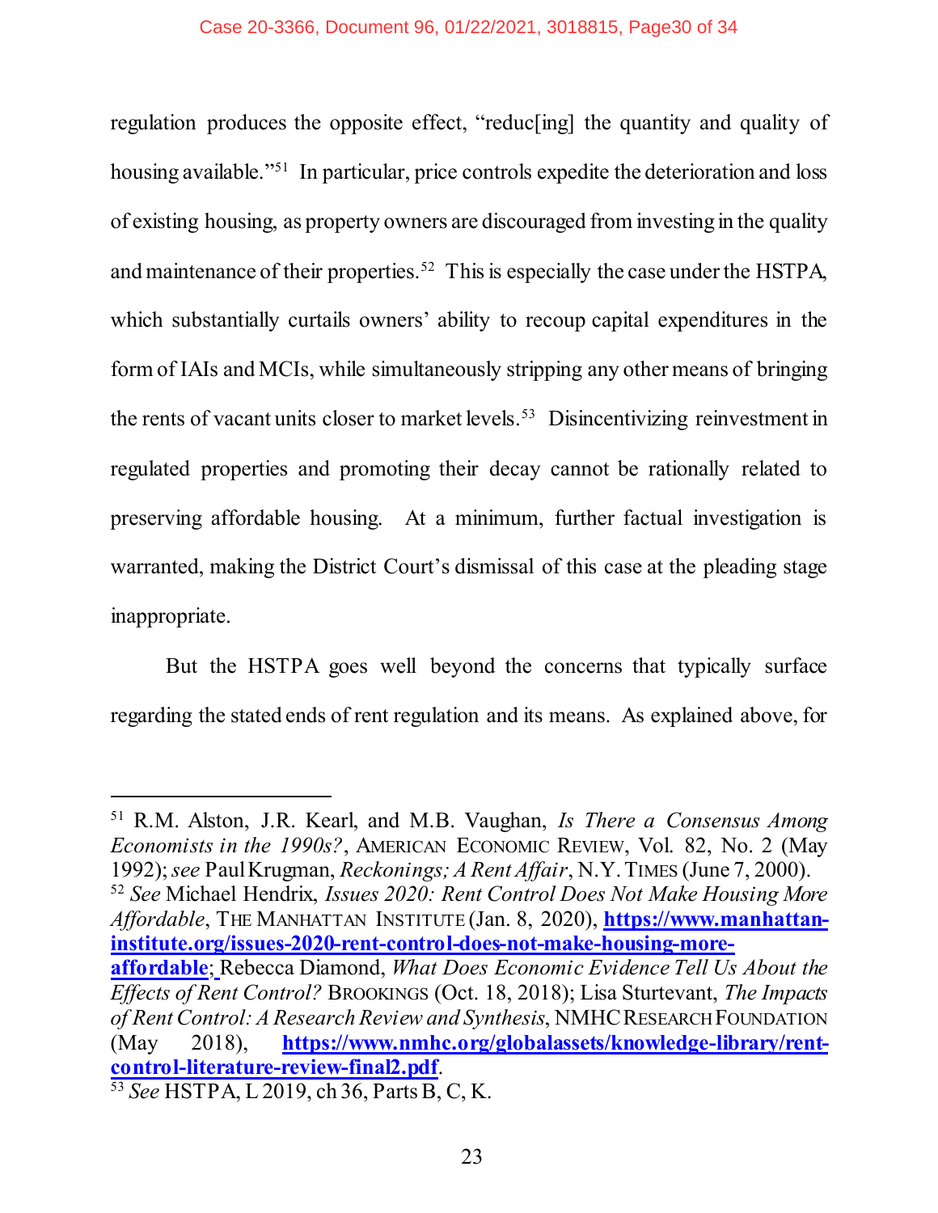regulation produces the opposite effect, "reduc[ing] the quantity and quality of housing available."[51] In particular, price controls expedite the deterioration and loss of existing housing, as property owners are discouraged from investing in the quality and maintenance of their properties.[52] This is especially the case under the HSTPA, which substantially curtails owners' ability to recoup capital expenditures in the form of IAIs and MCIs, while simultaneously stripping any other means of bringing the rents of vacant units closer to market levels.[53] Disincentivizing reinvestment in regulated properties and promoting their decay cannot be rationally related to preserving affordable housing. At a minimum, further factual investigation is warranted, making the District Court's dismissal of this case at the pleading stage inappropriate.

But the HSTPA goes well beyond the concerns that typically surface regarding the stated ends of rent regulation and its means. As explained above, for

---

[51] R.M. Alston, J.R. Kearl, and M.B. Vaughan, *Is There a Consensus Among Economists in the 1990s?*, AMERICAN ECONOMIC REVIEW, Vol. 82, No. 2 (May 1992); *see* Paul Krugman, *Reckonings; A Rent Affair*, N.Y. TIMES (June 7, 2000).

[52] *See* Michael Hendrix, *Issues 2020: Rent Control Does Not Make Housing More Affordable*, THE MANHATTAN INSTITUTE (Jan. 8, 2020), **https://www.manhattan-institute.org/issues-2020-rent-control-does-not-make-housing-more-affordable**; Rebecca Diamond, *What Does Economic Evidence Tell Us About the Effects of Rent Control?* BROOKINGS (Oct. 18, 2018); Lisa Sturtevant, *The Impacts of Rent Control: A Research Review and Synthesis*, NMHC RESEARCH FOUNDATION (May 2018), **https://www.nmhc.org/globalassets/knowledge-library/rent-control-literature-review-final2.pdf**.

[53] *See* HSTPA, L 2019, ch 36, Parts B, C, K.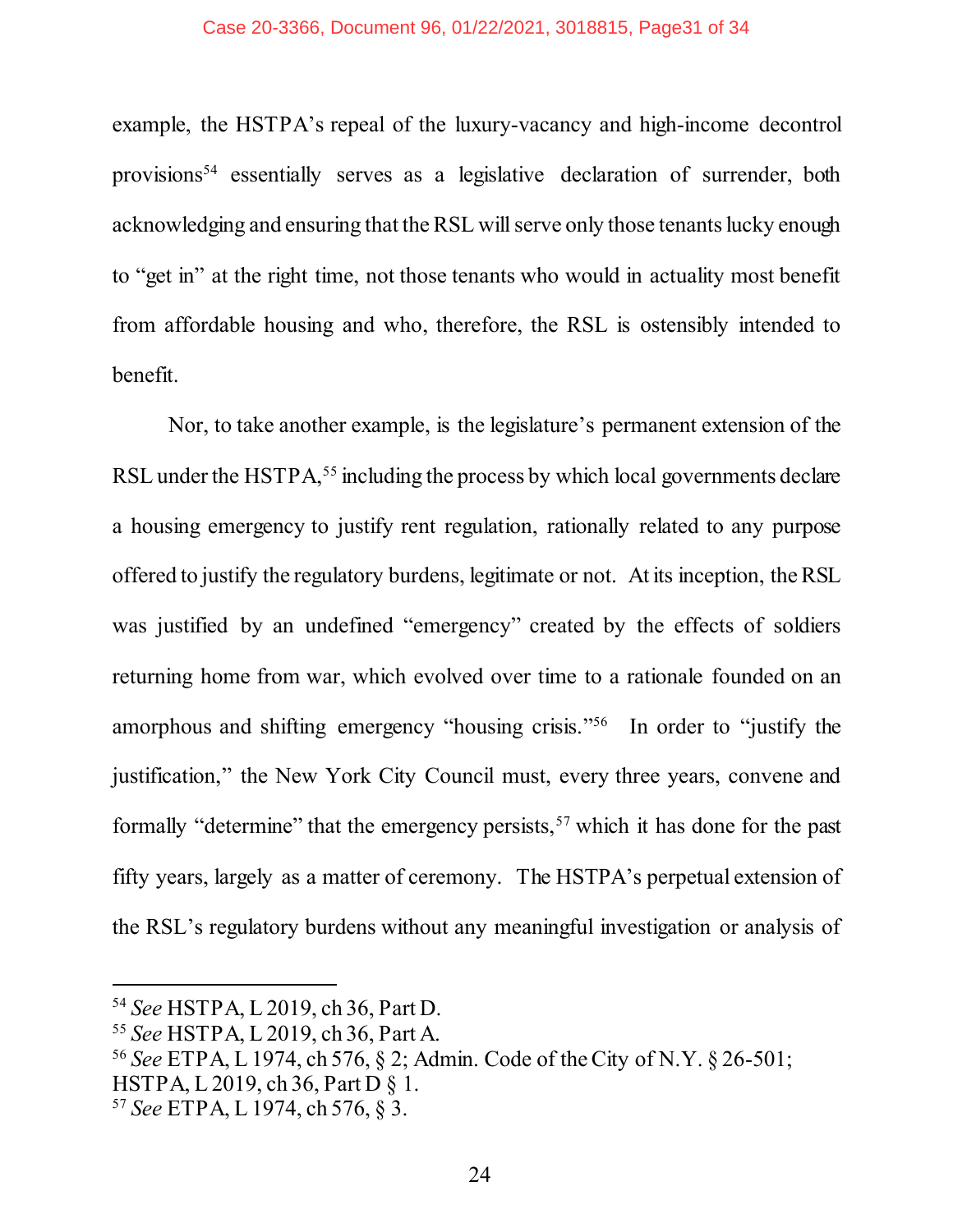example, the HSTPA's repeal of the luxury-vacancy and high-income decontrol provisions[54] essentially serves as a legislative declaration of surrender, both acknowledging and ensuring that the RSL will serve only those tenants lucky enough to "get in" at the right time, not those tenants who would in actuality most benefit from affordable housing and who, therefore, the RSL is ostensibly intended to benefit.

Nor, to take another example, is the legislature's permanent extension of the RSL under the HSTPA,[55] including the process by which local governments declare a housing emergency to justify rent regulation, rationally related to any purpose offered to justify the regulatory burdens, legitimate or not. At its inception, the RSL was justified by an undefined "emergency" created by the effects of soldiers returning home from war, which evolved over time to a rationale founded on an amorphous and shifting emergency "housing crisis."[56] In order to "justify the justification," the New York City Council must, every three years, convene and formally "determine" that the emergency persists,[57] which it has done for the past fifty years, largely as a matter of ceremony. The HSTPA's perpetual extension of the RSL's regulatory burdens without any meaningful investigation or analysis of

---

[54] *See* HSTPA, L 2019, ch 36, Part D.

[55] *See* HSTPA, L 2019, ch 36, Part A.

[56] *See* ETPA, L 1974, ch 576, § 2; Admin. Code of the City of N.Y. § 26-501; HSTPA, L 2019, ch 36, Part D § 1.

[57] *See* ETPA, L 1974, ch 576, § 3.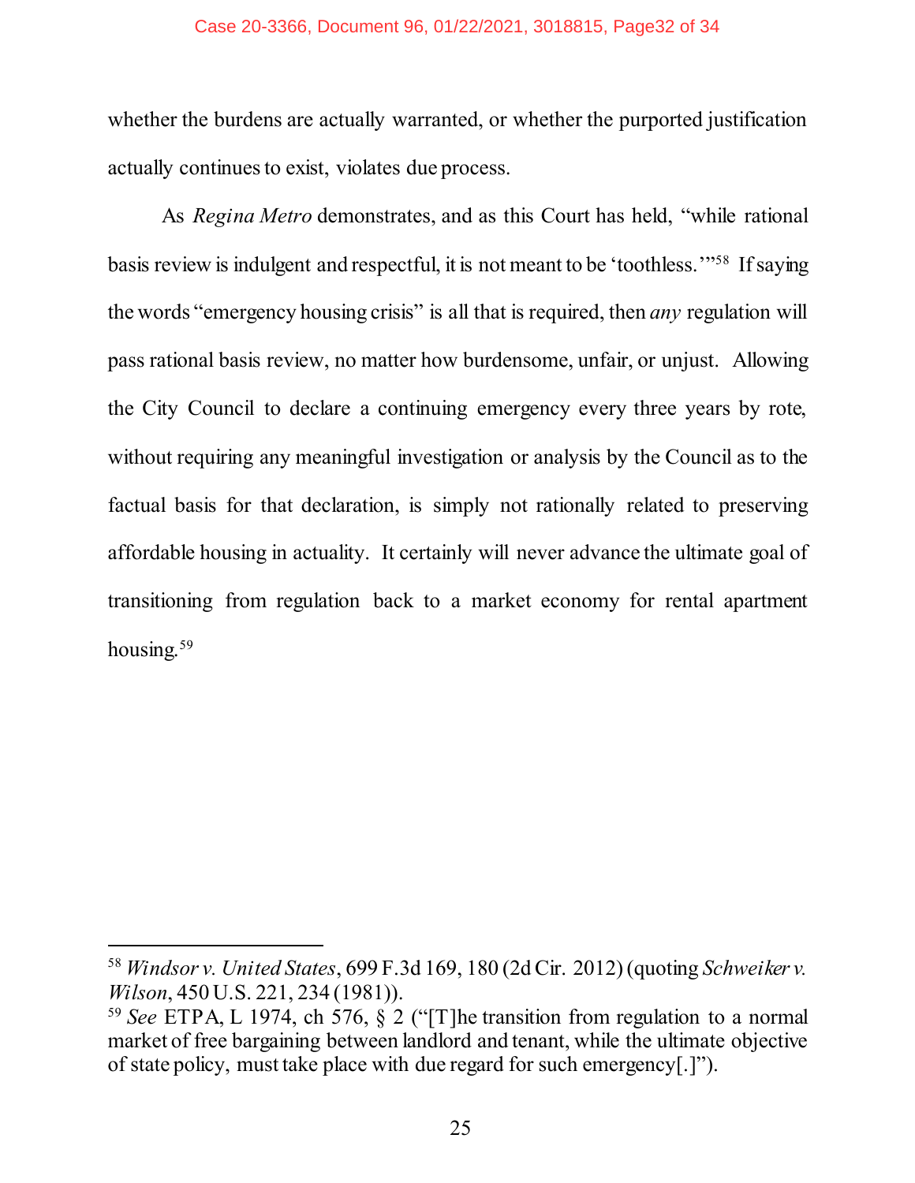whether the burdens are actually warranted, or whether the purported justification actually continues to exist, violates due process.

As *Regina Metro* demonstrates, and as this Court has held, "while rational basis review is indulgent and respectful, it is not meant to be 'toothless.'"[58] If saying the words "emergency housing crisis" is all that is required, then *any* regulation will pass rational basis review, no matter how burdensome, unfair, or unjust. Allowing the City Council to declare a continuing emergency every three years by rote, without requiring any meaningful investigation or analysis by the Council as to the factual basis for that declaration, is simply not rationally related to preserving affordable housing in actuality. It certainly will never advance the ultimate goal of transitioning from regulation back to a market economy for rental apartment housing.[59]

---

[58] *Windsor v. United States*, 699 F.3d 169, 180 (2d Cir. 2012) (quoting *Schweiker v. Wilson*, 450 U.S. 221, 234 (1981)).

[59] *See* ETPA, L 1974, ch 576, § 2 ("[T]he transition from regulation to a normal market of free bargaining between landlord and tenant, while the ultimate objective of state policy, must take place with due regard for such emergency[.]").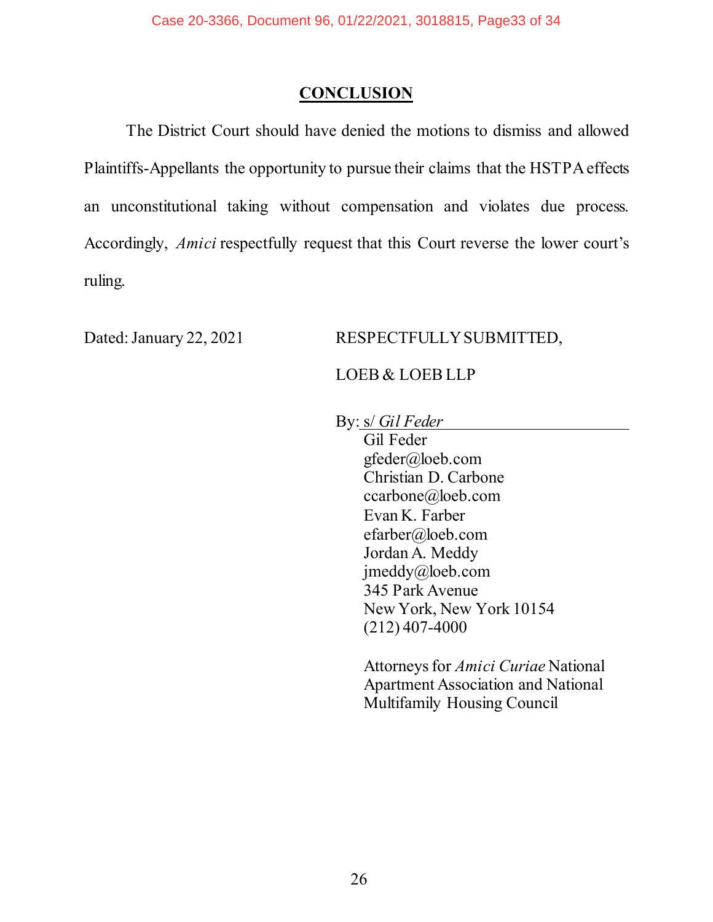## CONCLUSION

The District Court should have denied the motions to dismiss and allowed Plaintiffs-Appellants the opportunity to pursue their claims that the HSTPA effects an unconstitutional taking without compensation and violates due process. Accordingly, *Amici* respectfully request that this Court reverse the lower court's ruling.

Dated: January 22, 2021

RESPECTFULLY SUBMITTED,

LOEB & LOEB LLP

By: s/ *Gil Feder*

Gil Feder
gfeder@loeb.com
Christian D. Carbone
ccarbone@loeb.com
Evan K. Farber
efarber@loeb.com
Jordan A. Meddy
jmeddy@loeb.com
345 Park Avenue
New York, New York 10154
(212) 407-4000

Attorneys for *Amici Curiae* National Apartment Association and National Multifamily Housing Council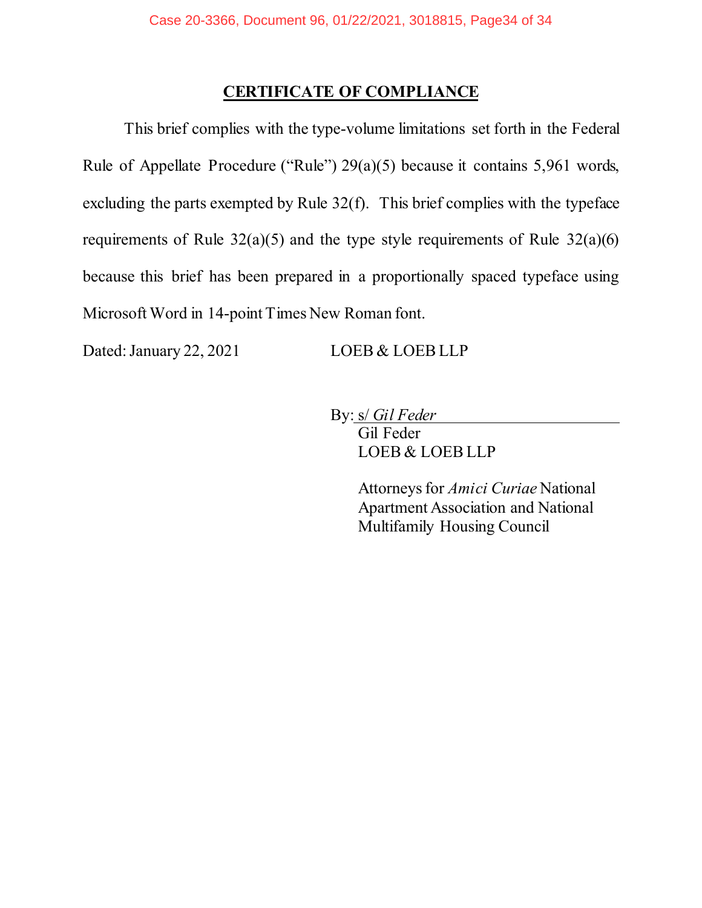**CERTIFICATE OF COMPLIANCE**

This brief complies with the type-volume limitations set forth in the Federal Rule of Appellate Procedure ("Rule") 29(a)(5) because it contains 5,961 words, excluding the parts exempted by Rule 32(f). This brief complies with the typeface requirements of Rule 32(a)(5) and the type style requirements of Rule 32(a)(6) because this brief has been prepared in a proportionally spaced typeface using Microsoft Word in 14-point Times New Roman font.

Dated: January 22, 2021

LOEB & LOEB LLP

By: s/ *Gil Feder*
Gil Feder
LOEB & LOEB LLP

Attorneys for *Amici Curiae* National Apartment Association and National Multifamily Housing Council